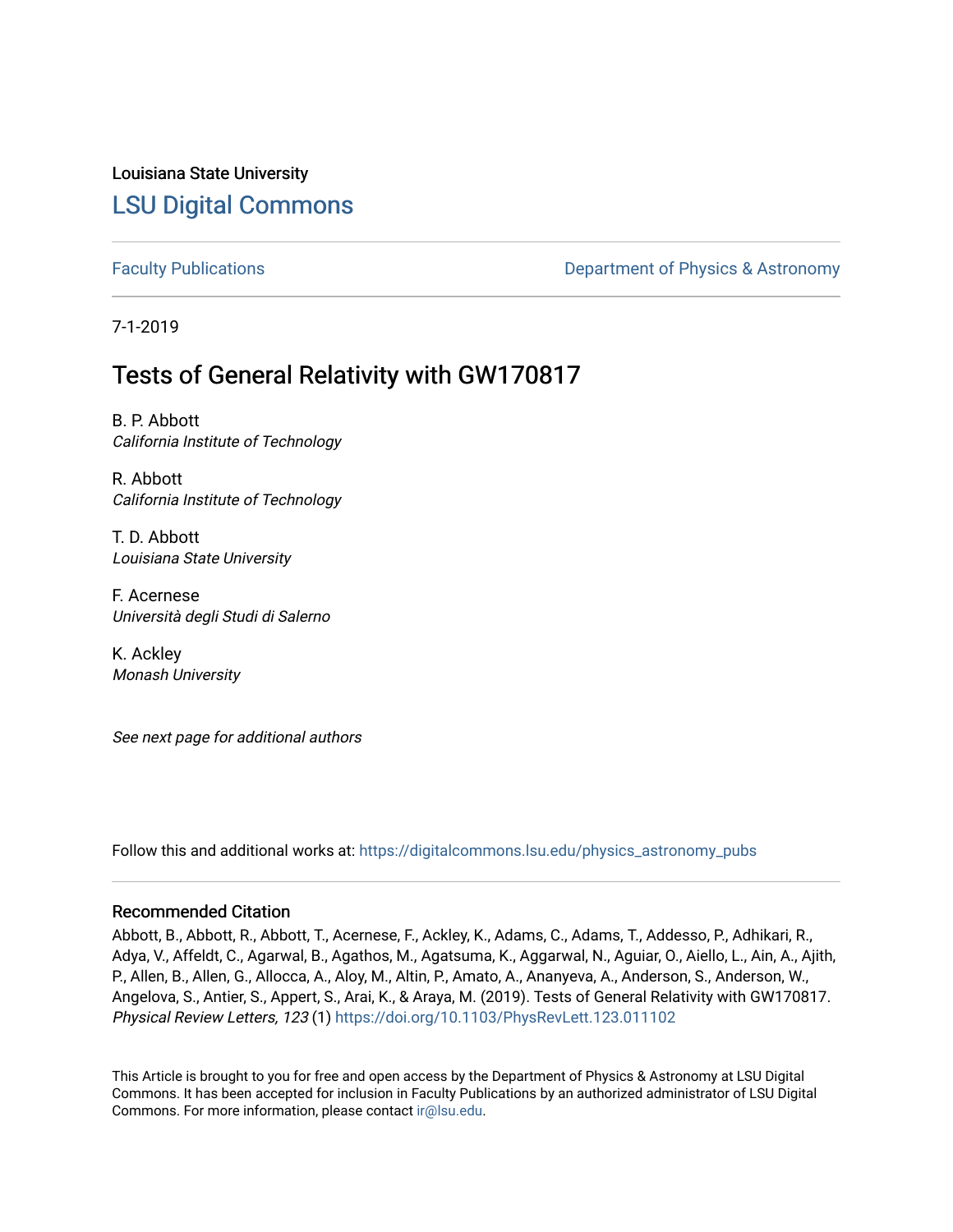Louisiana State University

# LSU Digital Commons

Faculty Publications

Department of Physics & Astronomy

7-1-2019

## Tests of General Relativity with GW170817

B. P. Abbott
*California Institute of Technology*

R. Abbott
*California Institute of Technology*

T. D. Abbott
*Louisiana State University*

F. Acernese
*Università degli Studi di Salerno*

K. Ackley
*Monash University*

*See next page for additional authors*

Follow this and additional works at: https://digitalcommons.lsu.edu/physics_astronomy_pubs

### Recommended Citation

Abbott, B., Abbott, R., Abbott, T., Acernese, F., Ackley, K., Adams, C., Adams, T., Addesso, P., Adhikari, R., Adya, V., Affeldt, C., Agarwal, B., Agathos, M., Agatsuma, K., Aggarwal, N., Aguiar, O., Aiello, L., Ain, A., Ajith, P., Allen, B., Allen, G., Allocca, A., Aloy, M., Altin, P., Amato, A., Ananyeva, A., Anderson, S., Anderson, W., Angelova, S., Antier, S., Appert, S., Arai, K., & Araya, M. (2019). Tests of General Relativity with GW170817. *Physical Review Letters, 123* (1) https://doi.org/10.1103/PhysRevLett.123.011102

This Article is brought to you for free and open access by the Department of Physics & Astronomy at LSU Digital Commons. It has been accepted for inclusion in Faculty Publications by an authorized administrator of LSU Digital Commons. For more information, please contact ir@lsu.edu.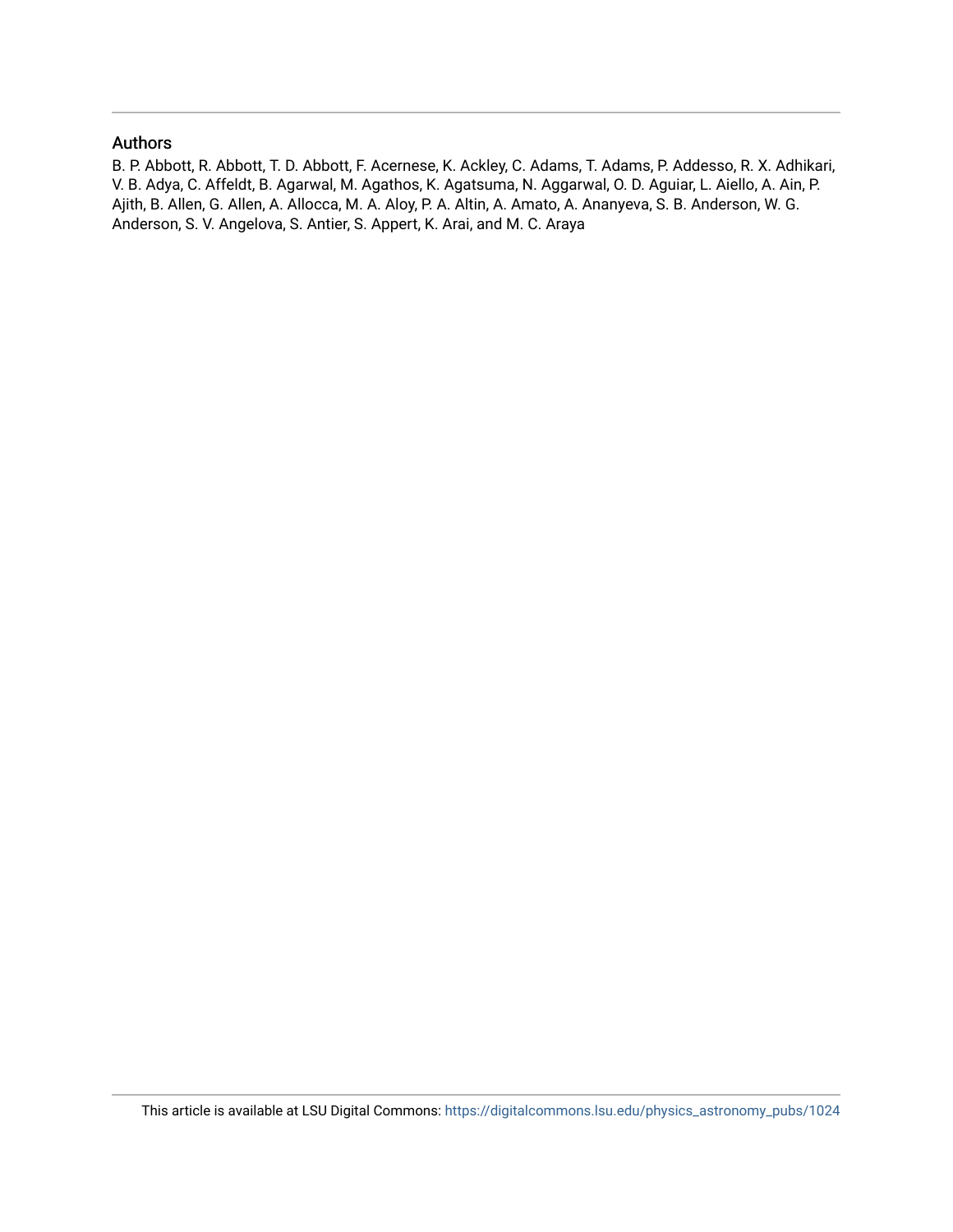## Authors

B. P. Abbott, R. Abbott, T. D. Abbott, F. Acernese, K. Ackley, C. Adams, T. Adams, P. Addesso, R. X. Adhikari, V. B. Adya, C. Affeldt, B. Agarwal, M. Agathos, K. Agatsuma, N. Aggarwal, O. D. Aguiar, L. Aiello, A. Ain, P. Ajith, B. Allen, G. Allen, A. Allocca, M. A. Aloy, P. A. Altin, A. Amato, A. Ananyeva, S. B. Anderson, W. G. Anderson, S. V. Angelova, S. Antier, S. Appert, K. Arai, and M. C. Araya

This article is available at LSU Digital Commons: https://digitalcommons.lsu.edu/physics_astronomy_pubs/1024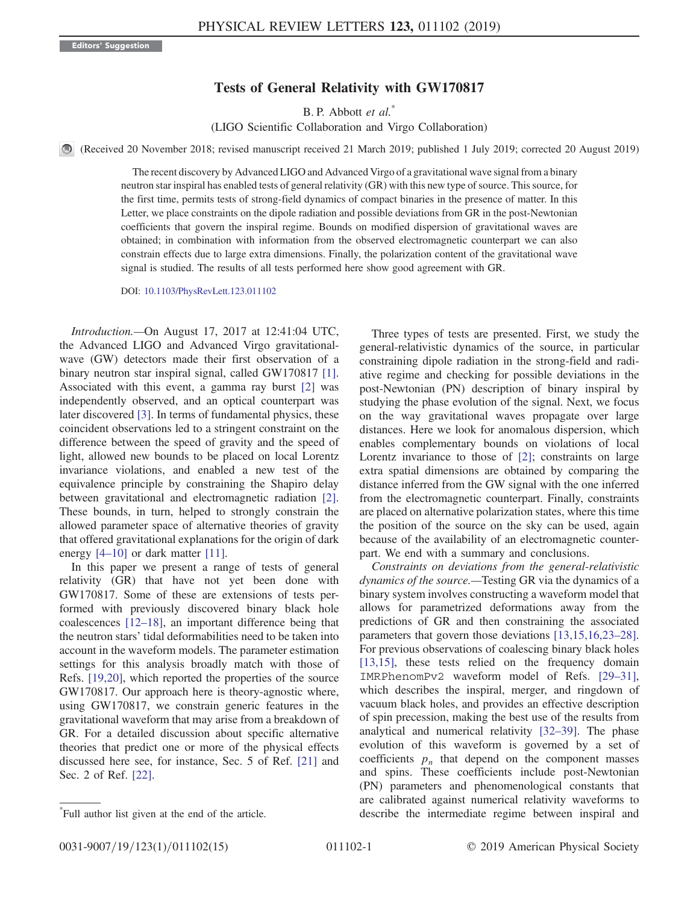Editors' Suggestion

# Tests of General Relativity with GW170817

B. P. Abbott *et al.*[*]

(LIGO Scientific Collaboration and Virgo Collaboration)

(Received 20 November 2018; revised manuscript received 21 March 2019; published 1 July 2019; corrected 20 August 2019)

The recent discovery by Advanced LIGO and Advanced Virgo of a gravitational wave signal from a binary neutron star inspiral has enabled tests of general relativity (GR) with this new type of source. This source, for the first time, permits tests of strong-field dynamics of compact binaries in the presence of matter. In this Letter, we place constraints on the dipole radiation and possible deviations from GR in the post-Newtonian coefficients that govern the inspiral regime. Bounds on modified dispersion of gravitational waves are obtained; in combination with information from the observed electromagnetic counterpart we can also constrain effects due to large extra dimensions. Finally, the polarization content of the gravitational wave signal is studied. The results of all tests performed here show good agreement with GR.

DOI: 10.1103/PhysRevLett.123.011102

*Introduction.*—On August 17, 2017 at 12:41:04 UTC, the Advanced LIGO and Advanced Virgo gravitational-wave (GW) detectors made their first observation of a binary neutron star inspiral signal, called GW170817 [1]. Associated with this event, a gamma ray burst [2] was independently observed, and an optical counterpart was later discovered [3]. In terms of fundamental physics, these coincident observations led to a stringent constraint on the difference between the speed of gravity and the speed of light, allowed new bounds to be placed on local Lorentz invariance violations, and enabled a new test of the equivalence principle by constraining the Shapiro delay between gravitational and electromagnetic radiation [2]. These bounds, in turn, helped to strongly constrain the allowed parameter space of alternative theories of gravity that offered gravitational explanations for the origin of dark energy [4–10] or dark matter [11].

In this paper we present a range of tests of general relativity (GR) that have not yet been done with GW170817. Some of these are extensions of tests performed with previously discovered binary black hole coalescences [12–18], an important difference being that the neutron stars' tidal deformabilities need to be taken into account in the waveform models. The parameter estimation settings for this analysis broadly match with those of Refs. [19,20], which reported the properties of the source GW170817. Our approach here is theory-agnostic where, using GW170817, we constrain generic features in the gravitational waveform that may arise from a breakdown of GR. For a detailed discussion about specific alternative theories that predict one or more of the physical effects discussed here see, for instance, Sec. 5 of Ref. [21] and Sec. 2 of Ref. [22].

Three types of tests are presented. First, we study the general-relativistic dynamics of the source, in particular constraining dipole radiation in the strong-field and radiative regime and checking for possible deviations in the post-Newtonian (PN) description of binary inspiral by studying the phase evolution of the signal. Next, we focus on the way gravitational waves propagate over large distances. Here we look for anomalous dispersion, which enables complementary bounds on violations of local Lorentz invariance to those of [2]; constraints on large extra spatial dimensions are obtained by comparing the distance inferred from the GW signal with the one inferred from the electromagnetic counterpart. Finally, constraints are placed on alternative polarization states, where this time the position of the source on the sky can be used, again because of the availability of an electromagnetic counterpart. We end with a summary and conclusions.

*Constraints on deviations from the general-relativistic dynamics of the source.*—Testing GR via the dynamics of a binary system involves constructing a waveform model that allows for parametrized deformations away from the predictions of GR and then constraining the associated parameters that govern those deviations [13,15,16,23–28]. For previous observations of coalescing binary black holes [13,15], these tests relied on the frequency domain IMRPhenomPv2 waveform model of Refs. [29–31], which describes the inspiral, merger, and ringdown of vacuum black holes, and provides an effective description of spin precession, making the best use of the results from analytical and numerical relativity [32–39]. The phase evolution of this waveform is governed by a set of coefficients $p_n$ that depend on the component masses and spins. These coefficients include post-Newtonian (PN) parameters and phenomenological constants that are calibrated against numerical relativity waveforms to describe the intermediate regime between inspiral and

[*]Full author list given at the end of the article.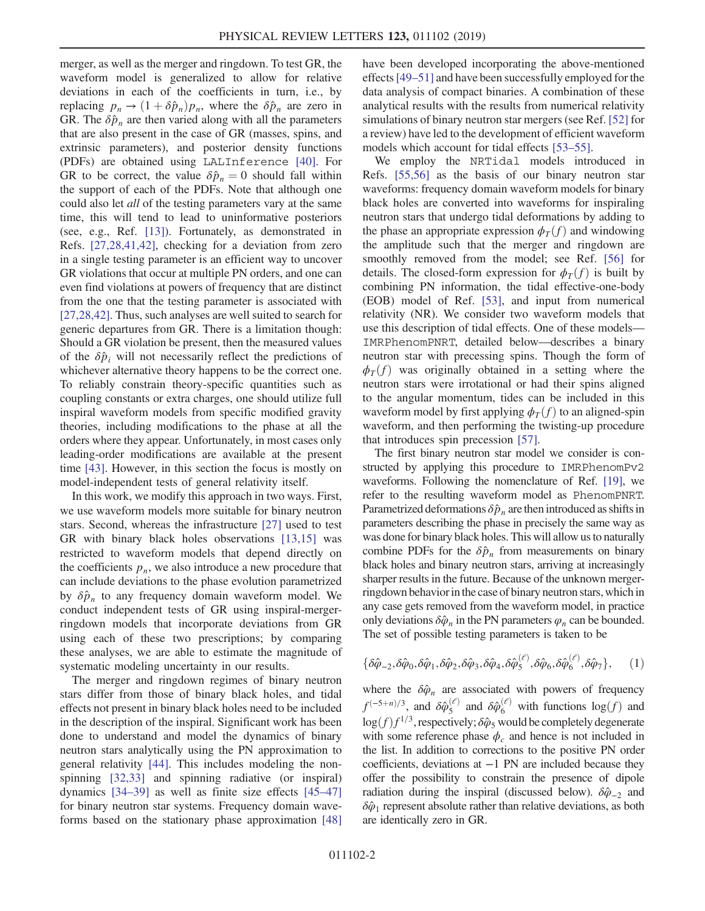merger, as well as the merger and ringdown. To test GR, the waveform model is generalized to allow for relative deviations in each of the coefficients in turn, i.e., by replacing $p_n \to (1 + \delta\hat{p}_n)p_n$, where the $\delta\hat{p}_n$ are zero in GR. The $\delta\hat{p}_n$ are then varied along with all the parameters that are also present in the case of GR (masses, spins, and extrinsic parameters), and posterior density functions (PDFs) are obtained using LALInference [40]. For GR to be correct, the value $\delta\hat{p}_n = 0$ should fall within the support of each of the PDFs. Note that although one could also let *all* of the testing parameters vary at the same time, this will tend to lead to uninformative posteriors (see, e.g., Ref. [13]). Fortunately, as demonstrated in Refs. [27,28,41,42], checking for a deviation from zero in a single testing parameter is an efficient way to uncover GR violations that occur at multiple PN orders, and one can even find violations at powers of frequency that are distinct from the one that the testing parameter is associated with [27,28,42]. Thus, such analyses are well suited to search for generic departures from GR. There is a limitation though: Should a GR violation be present, then the measured values of the $\delta\hat{p}_i$ will not necessarily reflect the predictions of whichever alternative theory happens to be the correct one. To reliably constrain theory-specific quantities such as coupling constants or extra charges, one should utilize full inspiral waveform models from specific modified gravity theories, including modifications to the phase at all the orders where they appear. Unfortunately, in most cases only leading-order modifications are available at the present time [43]. However, in this section the focus is mostly on model-independent tests of general relativity itself.

In this work, we modify this approach in two ways. First, we use waveform models more suitable for binary neutron stars. Second, whereas the infrastructure [27] used to test GR with binary black holes observations [13,15] was restricted to waveform models that depend directly on the coefficients $p_n$, we also introduce a new procedure that can include deviations to the phase evolution parametrized by $\delta\hat{p}_n$ to any frequency domain waveform model. We conduct independent tests of GR using inspiral-merger-ringdown models that incorporate deviations from GR using each of these two prescriptions; by comparing these analyses, we are able to estimate the magnitude of systematic modeling uncertainty in our results.

The merger and ringdown regimes of binary neutron stars differ from those of binary black holes, and tidal effects not present in binary black holes need to be included in the description of the inspiral. Significant work has been done to understand and model the dynamics of binary neutron stars analytically using the PN approximation to general relativity [44]. This includes modeling the nonspinning [32,33] and spinning radiative (or inspiral) dynamics [34–39] as well as finite size effects [45–47] for binary neutron star systems. Frequency domain waveforms based on the stationary phase approximation [48] have been developed incorporating the above-mentioned effects [49–51] and have been successfully employed for the data analysis of compact binaries. A combination of these analytical results with the results from numerical relativity simulations of binary neutron star mergers (see Ref. [52] for a review) have led to the development of efficient waveform models which account for tidal effects [53–55].

We employ the NRTidal models introduced in Refs. [55,56] as the basis of our binary neutron star waveforms: frequency domain waveform models for binary black holes are converted into waveforms for inspiraling neutron stars that undergo tidal deformations by adding to the phase an appropriate expression $\phi_T(f)$ and windowing the amplitude such that the merger and ringdown are smoothly removed from the model; see Ref. [56] for details. The closed-form expression for $\phi_T(f)$ is built by combining PN information, the tidal effective-one-body (EOB) model of Ref. [53], and input from numerical relativity (NR). We consider two waveform models that use this description of tidal effects. One of these models—IMRPhenomPNRT, detailed below—describes a binary neutron star with precessing spins. Though the form of $\phi_T(f)$ was originally obtained in a setting where the neutron stars were irrotational or had their spins aligned to the angular momentum, tides can be included in this waveform model by first applying $\phi_T(f)$ to an aligned-spin waveform, and then performing the twisting-up procedure that introduces spin precession [57].

The first binary neutron star model we consider is constructed by applying this procedure to IMRPhenomPv2 waveforms. Following the nomenclature of Ref. [19], we refer to the resulting waveform model as PhenomPNRT. Parametrized deformations $\delta\hat{p}_n$ are then introduced as shifts in parameters describing the phase in precisely the same way as was done for binary black holes. This will allow us to naturally combine PDFs for the $\delta\hat{p}_n$ from measurements on binary black holes and binary neutron stars, arriving at increasingly sharper results in the future. Because of the unknown merger-ringdown behavior in the case of binary neutron stars, which in any case gets removed from the waveform model, in practice only deviations $\delta\hat{\varphi}_n$ in the PN parameters $\varphi_n$ can be bounded. The set of possible testing parameters is taken to be

$$\{\delta\hat{\varphi}_{-2}, \delta\hat{\varphi}_0, \delta\hat{\varphi}_1, \delta\hat{\varphi}_2, \delta\hat{\varphi}_3, \delta\hat{\varphi}_4, \delta\hat{\varphi}_5^{(\ell)}, \delta\hat{\varphi}_6, \delta\hat{\varphi}_6^{(\ell)}, \delta\hat{\varphi}_7\}, \quad (1)$$

where the $\delta\hat{\varphi}_n$ are associated with powers of frequency $f^{(-5+n)/3}$, and $\delta\hat{\varphi}_5^{(\ell)}$ and $\delta\hat{\varphi}_6^{(\ell)}$ with functions $\log(f)$ and $\log(f)f^{1/3}$, respectively; $\delta\hat{\varphi}_5$ would be completely degenerate with some reference phase $\phi_c$ and hence is not included in the list. In addition to corrections to the positive PN order coefficients, deviations at $-1$ PN are included because they offer the possibility to constrain the presence of dipole radiation during the inspiral (discussed below). $\delta\hat{\varphi}_{-2}$ and $\delta\hat{\varphi}_1$ represent absolute rather than relative deviations, as both are identically zero in GR.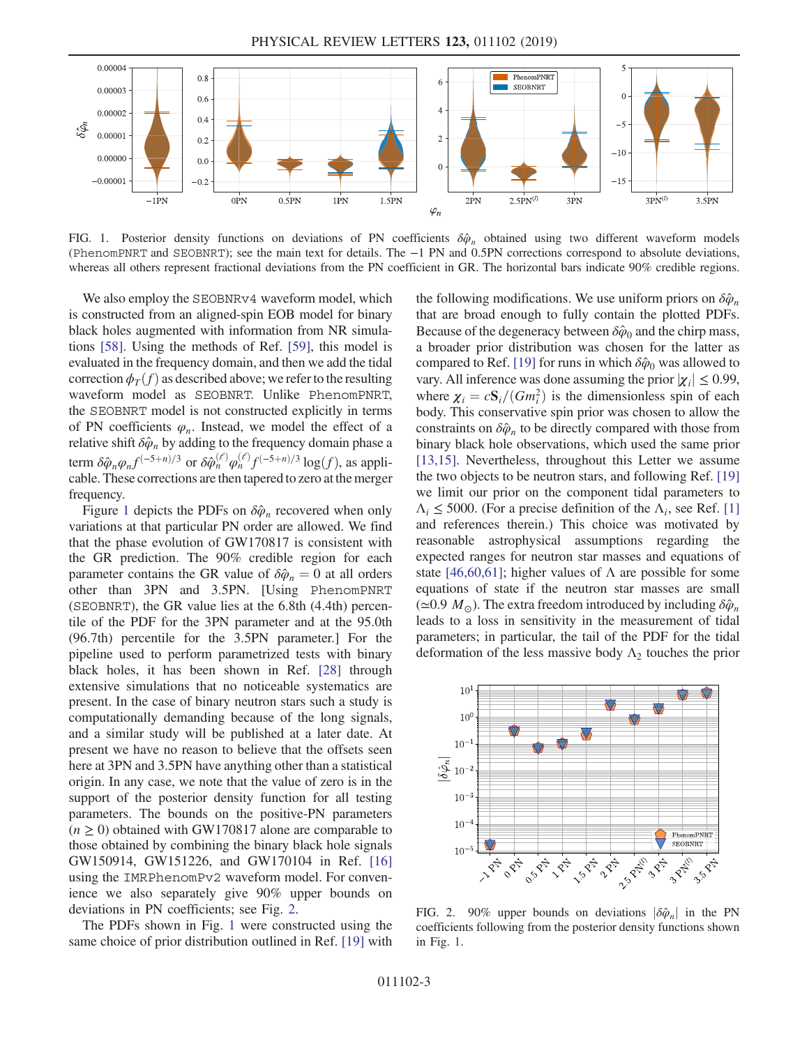FIG. 1. Posterior density functions on deviations of PN coefficients $\delta\hat{\varphi}_n$ obtained using two different waveform models (PhenomPNRT and SEOBNRT); see the main text for details. The $-1$ PN and 0.5PN corrections correspond to absolute deviations, whereas all others represent fractional deviations from the PN coefficient in GR. The horizontal bars indicate 90% credible regions.

We also employ the SEOBNRv4 waveform model, which is constructed from an aligned-spin EOB model for binary black holes augmented with information from NR simulations [58]. Using the methods of Ref. [59], this model is evaluated in the frequency domain, and then we add the tidal correction $\phi_T(f)$ as described above; we refer to the resulting waveform model as SEOBNRT. Unlike PhenomPNRT, the SEOBNRT model is not constructed explicitly in terms of PN coefficients $\varphi_n$. Instead, we model the effect of a relative shift $\delta\hat{\varphi}_n$ by adding to the frequency domain phase a term $\delta\hat{\varphi}_n\varphi_n f^{(-5+n)/3}$ or $\delta\hat{\varphi}_n^{(\ell)}\varphi_n^{(\ell)} f^{(-5+n)/3}\log(f)$, as applicable. These corrections are then tapered to zero at the merger frequency.

Figure 1 depicts the PDFs on $\delta\hat{\varphi}_n$ recovered when only variations at that particular PN order are allowed. We find that the phase evolution of GW170817 is consistent with the GR prediction. The 90% credible region for each parameter contains the GR value of $\delta\hat{\varphi}_n = 0$ at all orders other than 3PN and 3.5PN. [Using PhenomPNRT (SEOBNRT), the GR value lies at the 6.8th (4.4th) percentile of the PDF for the 3PN parameter and at the 95.0th (96.7th) percentile for the 3.5PN parameter.] For the pipeline used to perform parametrized tests with binary black holes, it has been shown in Ref. [28] through extensive simulations that no noticeable systematics are present. In the case of binary neutron stars such a study is computationally demanding because of the long signals, and a similar study will be published at a later date. At present we have no reason to believe that the offsets seen here at 3PN and 3.5PN have anything other than a statistical origin. In any case, we note that the value of zero is in the support of the posterior density function for all testing parameters. The bounds on the positive-PN parameters ($n \geq 0$) obtained with GW170817 alone are comparable to those obtained by combining the binary black hole signals GW150914, GW151226, and GW170104 in Ref. [16] using the IMRPhenomPv2 waveform model. For convenience we also separately give 90% upper bounds on deviations in PN coefficients; see Fig. 2.

The PDFs shown in Fig. 1 were constructed using the same choice of prior distribution outlined in Ref. [19] with the following modifications. We use uniform priors on $\delta\hat{\varphi}_n$ that are broad enough to fully contain the plotted PDFs. Because of the degeneracy between $\delta\hat{\varphi}_0$ and the chirp mass, a broader prior distribution was chosen for the latter as compared to Ref. [19] for runs in which $\delta\hat{\varphi}_0$ was allowed to vary. All inference was done assuming the prior $|\chi_i| \leq 0.99$, where $\chi_i = c\mathbf{S}_i/(Gm_i^2)$ is the dimensionless spin of each body. This conservative spin prior was chosen to allow the constraints on $\delta\hat{\varphi}_n$ to be directly compared with those from binary black hole observations, which used the same prior [13,15]. Nevertheless, throughout this Letter we assume the two objects to be neutron stars, and following Ref. [19] we limit our prior on the component tidal parameters to $\Lambda_i \leq 5000$. (For a precise definition of the $\Lambda_i$, see Ref. [1] and references therein.) This choice was motivated by reasonable astrophysical assumptions regarding the expected ranges for neutron star masses and equations of state [46,60,61]; higher values of $\Lambda$ are possible for some equations of state if the neutron star masses are small ($\simeq 0.9\ M_\odot$). The extra freedom introduced by including $\delta\hat{\varphi}_n$ leads to a loss in sensitivity in the measurement of tidal parameters; in particular, the tail of the PDF for the tidal deformation of the less massive body $\Lambda_2$ touches the prior

FIG. 2. 90% upper bounds on deviations $|\delta\hat{\varphi}_n|$ in the PN coefficients following from the posterior density functions shown in Fig. 1.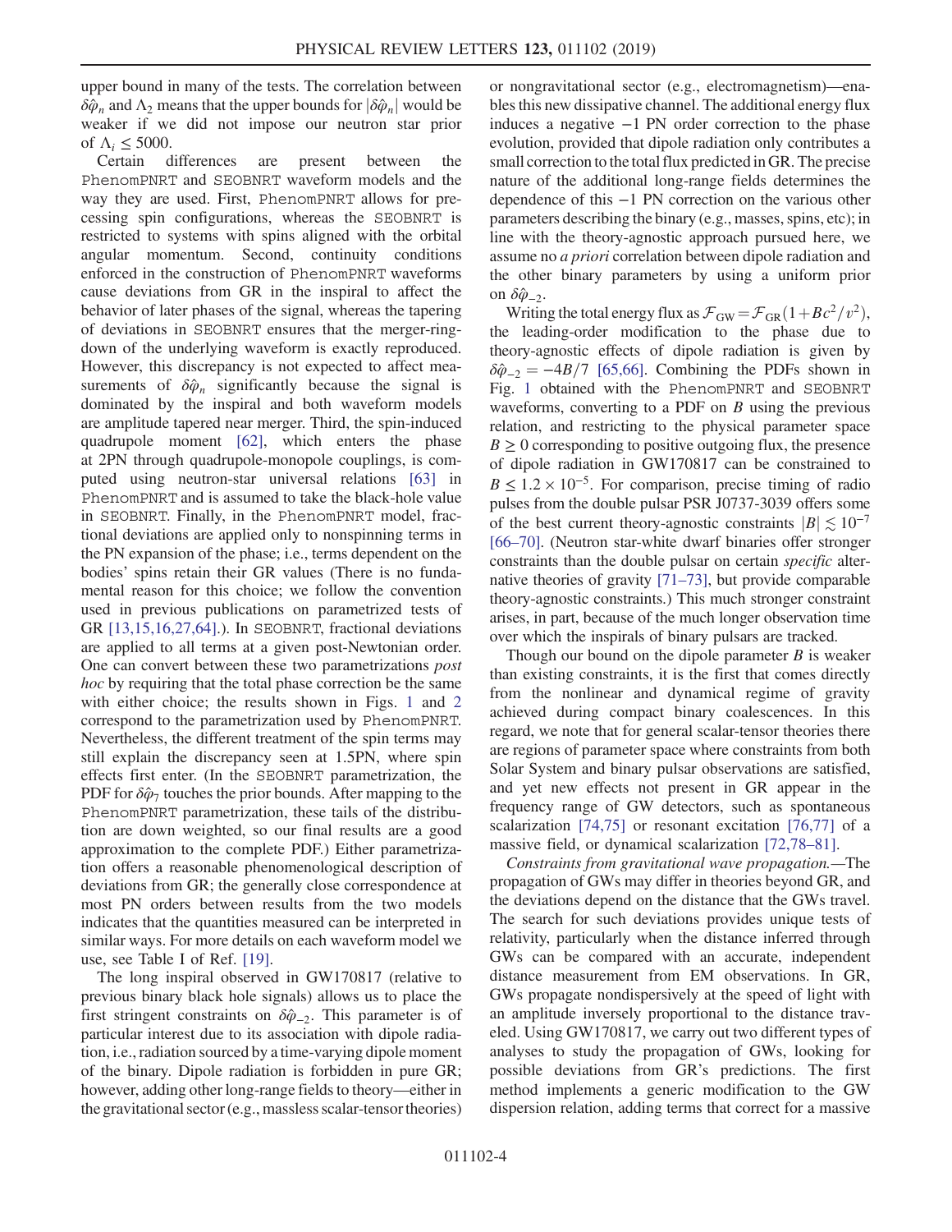upper bound in many of the tests. The correlation between $\delta\hat{\varphi}_n$ and $\Lambda_2$ means that the upper bounds for $|\delta\hat{\varphi}_n|$ would be weaker if we did not impose our neutron star prior of $\Lambda_i \leq 5000$.

Certain differences are present between the PhenomPNRT and SEOBNRT waveform models and the way they are used. First, PhenomPNRT allows for precessing spin configurations, whereas the SEOBNRT is restricted to systems with spins aligned with the orbital angular momentum. Second, continuity conditions enforced in the construction of PhenomPNRT waveforms cause deviations from GR in the inspiral to affect the behavior of later phases of the signal, whereas the tapering of deviations in SEOBNRT ensures that the merger-ringdown of the underlying waveform is exactly reproduced. However, this discrepancy is not expected to affect measurements of $\delta\hat{\varphi}_n$ significantly because the signal is dominated by the inspiral and both waveform models are amplitude tapered near merger. Third, the spin-induced quadrupole moment [62], which enters the phase at 2PN through quadrupole-monopole couplings, is computed using neutron-star universal relations [63] in PhenomPNRT and is assumed to take the black-hole value in SEOBNRT. Finally, in the PhenomPNRT model, fractional deviations are applied only to nonspinning terms in the PN expansion of the phase; i.e., terms dependent on the bodies' spins retain their GR values (There is no fundamental reason for this choice; we follow the convention used in previous publications on parametrized tests of GR [13,15,16,27,64].). In SEOBNRT, fractional deviations are applied to all terms at a given post-Newtonian order. One can convert between these two parametrizations *post hoc* by requiring that the total phase correction be the same with either choice; the results shown in Figs. 1 and 2 correspond to the parametrization used by PhenomPNRT. Nevertheless, the different treatment of the spin terms may still explain the discrepancy seen at 1.5PN, where spin effects first enter. (In the SEOBNRT parametrization, the PDF for $\delta\hat{\varphi}_7$ touches the prior bounds. After mapping to the PhenomPNRT parametrization, these tails of the distribution are down weighted, so our final results are a good approximation to the complete PDF.) Either parametrization offers a reasonable phenomenological description of deviations from GR; the generally close correspondence at most PN orders between results from the two models indicates that the quantities measured can be interpreted in similar ways. For more details on each waveform model we use, see Table I of Ref. [19].

The long inspiral observed in GW170817 (relative to previous binary black hole signals) allows us to place the first stringent constraints on $\delta\hat{\varphi}_{-2}$. This parameter is of particular interest due to its association with dipole radiation, i.e., radiation sourced by a time-varying dipole moment of the binary. Dipole radiation is forbidden in pure GR; however, adding other long-range fields to theory—either in the gravitational sector (e.g., massless scalar-tensor theories) or nongravitational sector (e.g., electromagnetism)—enables this new dissipative channel. The additional energy flux induces a negative $-1$ PN order correction to the phase evolution, provided that dipole radiation only contributes a small correction to the total flux predicted in GR. The precise nature of the additional long-range fields determines the dependence of this $-1$ PN correction on the various other parameters describing the binary (e.g., masses, spins, etc); in line with the theory-agnostic approach pursued here, we assume no *a priori* correlation between dipole radiation and the other binary parameters by using a uniform prior on $\delta\hat{\varphi}_{-2}$.

Writing the total energy flux as $\mathcal{F}_{\rm GW} = \mathcal{F}_{\rm GR}(1 + Bc^2/v^2)$, the leading-order modification to the phase due to theory-agnostic effects of dipole radiation is given by $\delta\hat{\varphi}_{-2} = -4B/7$ [65,66]. Combining the PDFs shown in Fig. 1 obtained with the PhenomPNRT and SEOBNRT waveforms, converting to a PDF on $B$ using the previous relation, and restricting to the physical parameter space $B \geq 0$ corresponding to positive outgoing flux, the presence of dipole radiation in GW170817 can be constrained to $B \leq 1.2 \times 10^{-5}$. For comparison, precise timing of radio pulses from the double pulsar PSR J0737-3039 offers some of the best current theory-agnostic constraints $|B| \lesssim 10^{-7}$ [66–70]. (Neutron star-white dwarf binaries offer stronger constraints than the double pulsar on certain *specific* alternative theories of gravity [71–73], but provide comparable theory-agnostic constraints.) This much stronger constraint arises, in part, because of the much longer observation time over which the inspirals of binary pulsars are tracked.

Though our bound on the dipole parameter $B$ is weaker than existing constraints, it is the first that comes directly from the nonlinear and dynamical regime of gravity achieved during compact binary coalescences. In this regard, we note that for general scalar-tensor theories there are regions of parameter space where constraints from both Solar System and binary pulsar observations are satisfied, and yet new effects not present in GR appear in the frequency range of GW detectors, such as spontaneous scalarization [74,75] or resonant excitation [76,77] of a massive field, or dynamical scalarization [72,78–81].

*Constraints from gravitational wave propagation.*—The propagation of GWs may differ in theories beyond GR, and the deviations depend on the distance that the GWs travel. The search for such deviations provides unique tests of relativity, particularly when the distance inferred through GWs can be compared with an accurate, independent distance measurement from EM observations. In GR, GWs propagate nondispersively at the speed of light with an amplitude inversely proportional to the distance traveled. Using GW170817, we carry out two different types of analyses to study the propagation of GWs, looking for possible deviations from GR's predictions. The first method implements a generic modification to the GW dispersion relation, adding terms that correct for a massive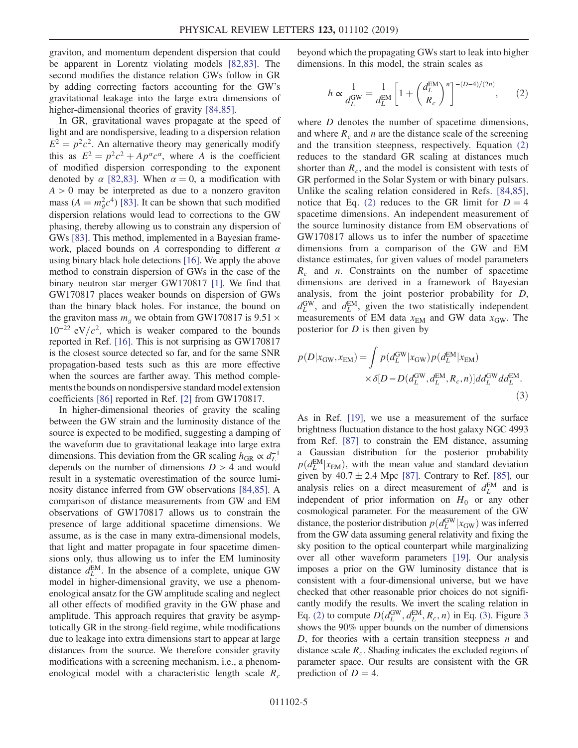graviton, and momentum dependent dispersion that could be apparent in Lorentz violating models [82,83]. The second modifies the distance relation GWs follow in GR by adding correcting factors accounting for the GW's gravitational leakage into the large extra dimensions of higher-dimensional theories of gravity [84,85].

In GR, gravitational waves propagate at the speed of light and are nondispersive, leading to a dispersion relation $E^2 = p^2c^2$. An alternative theory may generically modify this as $E^2 = p^2c^2 + Ap^\alpha c^\alpha$, where $A$ is the coefficient of modified dispersion corresponding to the exponent denoted by $\alpha$ [82,83]. When $\alpha = 0$, a modification with $A > 0$ may be interpreted as due to a nonzero graviton mass ($A = m_g^2 c^4$) [83]. It can be shown that such modified dispersion relations would lead to corrections to the GW phasing, thereby allowing us to constrain any dispersion of GWs [83]. This method, implemented in a Bayesian framework, placed bounds on $A$ corresponding to different $\alpha$ using binary black hole detections [16]. We apply the above method to constrain dispersion of GWs in the case of the binary neutron star merger GW170817 [1]. We find that GW170817 places weaker bounds on dispersion of GWs than the binary black holes. For instance, the bound on the graviton mass $m_g$ we obtain from GW170817 is $9.51 \times 10^{-22}$ eV$/c^2$, which is weaker compared to the bounds reported in Ref. [16]. This is not surprising as GW170817 is the closest source detected so far, and for the same SNR propagation-based tests such as this are more effective when the sources are farther away. This method complements the bounds on nondispersive standard model extension coefficients [86] reported in Ref. [2] from GW170817.

In higher-dimensional theories of gravity the scaling between the GW strain and the luminosity distance of the source is expected to be modified, suggesting a damping of the waveform due to gravitational leakage into large extra dimensions. This deviation from the GR scaling $h_{\rm GR} \propto d_L^{-1}$ depends on the number of dimensions $D > 4$ and would result in a systematic overestimation of the source luminosity distance inferred from GW observations [84,85]. A comparison of distance measurements from GW and EM observations of GW170817 allows us to constrain the presence of large additional spacetime dimensions. We assume, as is the case in many extra-dimensional models, that light and matter propagate in four spacetime dimensions only, thus allowing us to infer the EM luminosity distance $d_L^{\rm EM}$. In the absence of a complete, unique GW model in higher-dimensional gravity, we use a phenomenological ansatz for the GW amplitude scaling and neglect all other effects of modified gravity in the GW phase and amplitude. This approach requires that gravity be asymptotically GR in the strong-field regime, while modifications due to leakage into extra dimensions start to appear at large distances from the source. We therefore consider gravity modifications with a screening mechanism, i.e., a phenomenological model with a characteristic length scale $R_c$ beyond which the propagating GWs start to leak into higher dimensions. In this model, the strain scales as

$$h \propto \frac{1}{d_L^{\rm GW}} = \frac{1}{d_L^{\rm EM}}\left[1 + \left(\frac{d_L^{\rm EM}}{R_c}\right)^n\right]^{-(D-4)/(2n)}, \qquad (2)$$

where $D$ denotes the number of spacetime dimensions, and where $R_c$ and $n$ are the distance scale of the screening and the transition steepness, respectively. Equation (2) reduces to the standard GR scaling at distances much shorter than $R_c$, and the model is consistent with tests of GR performed in the Solar System or with binary pulsars. Unlike the scaling relation considered in Refs. [84,85], notice that Eq. (2) reduces to the GR limit for $D = 4$ spacetime dimensions. An independent measurement of the source luminosity distance from EM observations of GW170817 allows us to infer the number of spacetime dimensions from a comparison of the GW and EM distance estimates, for given values of model parameters $R_c$ and $n$. Constraints on the number of spacetime dimensions are derived in a framework of Bayesian analysis, from the joint posterior probability for $D$, $d_L^{\rm GW}$, and $d_L^{\rm EM}$, given the two statistically independent measurements of EM data $x_{\rm EM}$ and GW data $x_{\rm GW}$. The posterior for $D$ is then given by

$$p(D|x_{\rm GW}, x_{\rm EM}) = \int p(d_L^{\rm GW}|x_{\rm GW})p(d_L^{\rm EM}|x_{\rm EM}) \times \delta[D - D(d_L^{\rm GW}, d_L^{\rm EM}, R_c, n)]dd_L^{\rm GW}dd_L^{\rm EM}. \qquad (3)$$

As in Ref. [19], we use a measurement of the surface brightness fluctuation distance to the host galaxy NGC 4993 from Ref. [87] to constrain the EM distance, assuming a Gaussian distribution for the posterior probability $p(d_L^{\rm EM}|x_{\rm EM})$, with the mean value and standard deviation given by $40.7 \pm 2.4$ Mpc [87]. Contrary to Ref. [85], our analysis relies on a direct measurement of $d_L^{\rm EM}$ and is independent of prior information on $H_0$ or any other cosmological parameter. For the measurement of the GW distance, the posterior distribution $p(d_L^{\rm GW}|x_{\rm GW})$ was inferred from the GW data assuming general relativity and fixing the sky position to the optical counterpart while marginalizing over all other waveform parameters [19]. Our analysis imposes a prior on the GW luminosity distance that is consistent with a four-dimensional universe, but we have checked that other reasonable prior choices do not significantly modify the results. We invert the scaling relation in Eq. (2) to compute $D(d_L^{\rm GW}, d_L^{\rm EM}, R_c, n)$ in Eq. (3). Figure 3 shows the 90% upper bounds on the number of dimensions $D$, for theories with a certain transition steepness $n$ and distance scale $R_c$. Shading indicates the excluded regions of parameter space. Our results are consistent with the GR prediction of $D = 4$.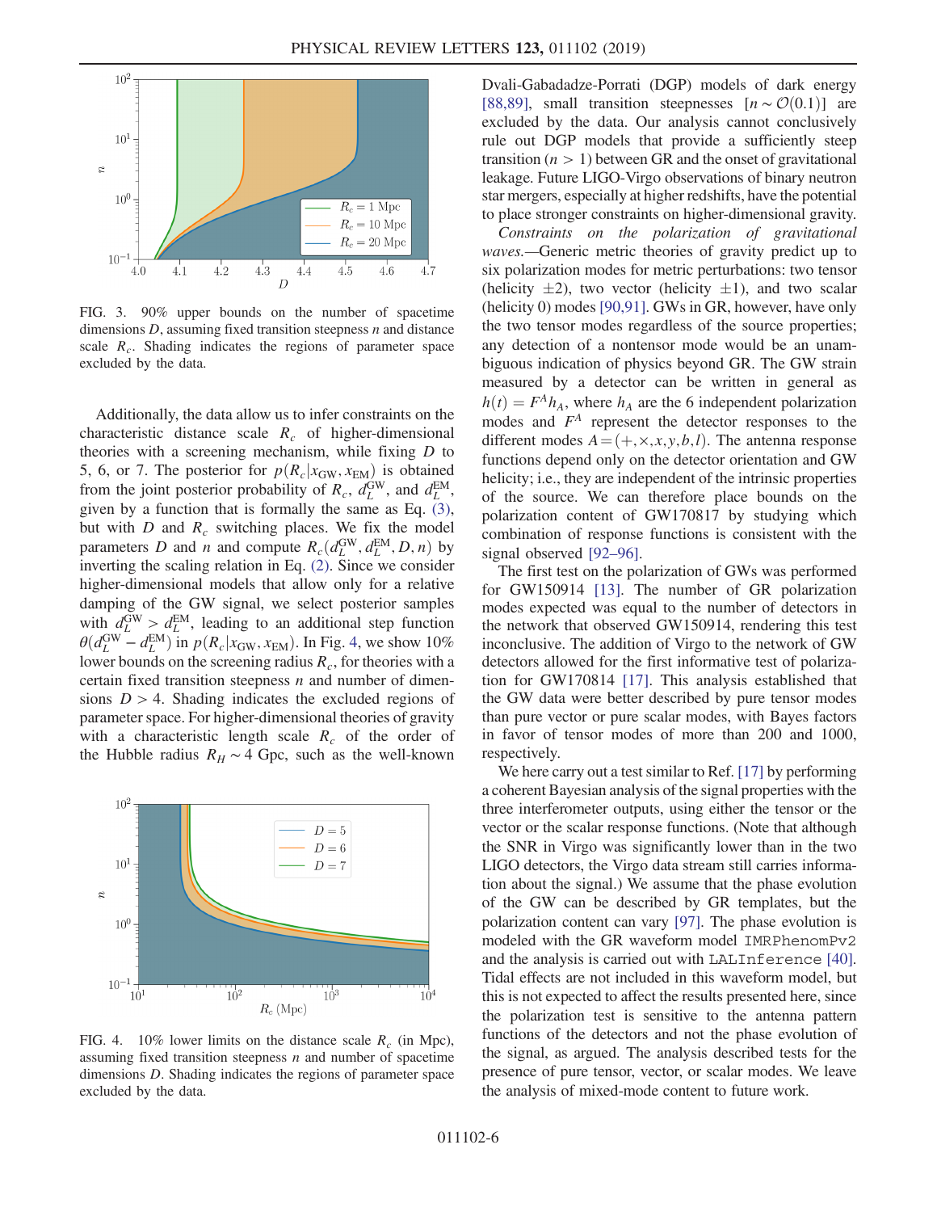FIG. 3. 90% upper bounds on the number of spacetime dimensions $D$, assuming fixed transition steepness $n$ and distance scale $R_c$. Shading indicates the regions of parameter space excluded by the data.

Additionally, the data allow us to infer constraints on the characteristic distance scale $R_c$ of higher-dimensional theories with a screening mechanism, while fixing $D$ to 5, 6, or 7. The posterior for $p(R_c|x_{\rm GW}, x_{\rm EM})$ is obtained from the joint posterior probability of $R_c$, $d_L^{\rm GW}$, and $d_L^{\rm EM}$, given by a function that is formally the same as Eq. (3), but with $D$ and $R_c$ switching places. We fix the model parameters $D$ and $n$ and compute $R_c(d_L^{\rm GW}, d_L^{\rm EM}, D, n)$ by inverting the scaling relation in Eq. (2). Since we consider higher-dimensional models that allow only for a relative damping of the GW signal, we select posterior samples with $d_L^{\rm GW} > d_L^{\rm EM}$, leading to an additional step function $\theta(d_L^{\rm GW} - d_L^{\rm EM})$ in $p(R_c|x_{\rm GW}, x_{\rm EM})$. In Fig. 4, we show 10% lower bounds on the screening radius $R_c$, for theories with a certain fixed transition steepness $n$ and number of dimensions $D > 4$. Shading indicates the excluded regions of parameter space. For higher-dimensional theories of gravity with a characteristic length scale $R_c$ of the order of the Hubble radius $R_H \sim 4$ Gpc, such as the well-known Dvali-Gabadadze-Porrati (DGP) models of dark energy [88,89], small transition steepnesses $[n \sim \mathcal{O}(0.1)]$ are excluded by the data. Our analysis cannot conclusively rule out DGP models that provide a sufficiently steep transition ($n > 1$) between GR and the onset of gravitational leakage. Future LIGO-Virgo observations of binary neutron star mergers, especially at higher redshifts, have the potential to place stronger constraints on higher-dimensional gravity.

FIG. 4. 10% lower limits on the distance scale $R_c$ (in Mpc), assuming fixed transition steepness $n$ and number of spacetime dimensions $D$. Shading indicates the regions of parameter space excluded by the data.

*Constraints on the polarization of gravitational waves.*—Generic metric theories of gravity predict up to six polarization modes for metric perturbations: two tensor (helicity $\pm 2$), two vector (helicity $\pm 1$), and two scalar (helicity 0) modes [90,91]. GWs in GR, however, have only the two tensor modes regardless of the source properties; any detection of a nontensor mode would be an unambiguous indication of physics beyond GR. The GW strain measured by a detector can be written in general as $h(t) = F^A h_A$, where $h_A$ are the 6 independent polarization modes and $F^A$ represent the detector responses to the different modes $A = (+, \times, x, y, b, l)$. The antenna response functions depend only on the detector orientation and GW helicity; i.e., they are independent of the intrinsic properties of the source. We can therefore place bounds on the polarization content of GW170817 by studying which combination of response functions is consistent with the signal observed [92–96].

The first test on the polarization of GWs was performed for GW150914 [13]. The number of GR polarization modes expected was equal to the number of detectors in the network that observed GW150914, rendering this test inconclusive. The addition of Virgo to the network of GW detectors allowed for the first informative test of polarization for GW170814 [17]. This analysis established that the GW data were better described by pure tensor modes than pure vector or pure scalar modes, with Bayes factors in favor of tensor modes of more than 200 and 1000, respectively.

We here carry out a test similar to Ref. [17] by performing a coherent Bayesian analysis of the signal properties with the three interferometer outputs, using either the tensor or the vector or the scalar response functions. (Note that although the SNR in Virgo was significantly lower than in the two LIGO detectors, the Virgo data stream still carries information about the signal.) We assume that the phase evolution of the GW can be described by GR templates, but the polarization content can vary [97]. The phase evolution is modeled with the GR waveform model `IMRPhenomPv2` and the analysis is carried out with `LALInference` [40]. Tidal effects are not included in this waveform model, but this is not expected to affect the results presented here, since the polarization test is sensitive to the antenna pattern functions of the detectors and not the phase evolution of the signal, as argued. The analysis described tests for the presence of pure tensor, vector, or scalar modes. We leave the analysis of mixed-mode content to future work.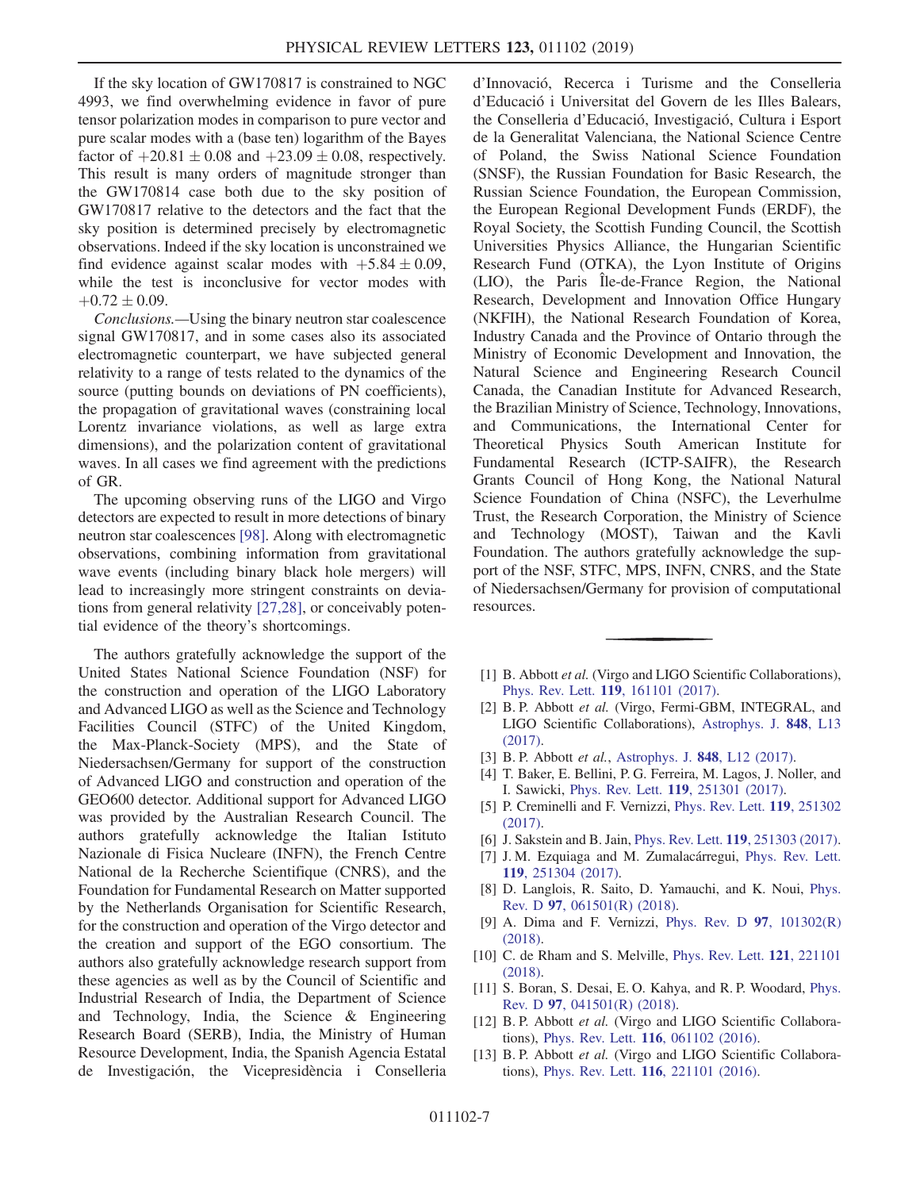If the sky location of GW170817 is constrained to NGC 4993, we find overwhelming evidence in favor of pure tensor polarization modes in comparison to pure vector and pure scalar modes with a (base ten) logarithm of the Bayes factor of $+20.81 \pm 0.08$ and $+23.09 \pm 0.08$, respectively. This result is many orders of magnitude stronger than the GW170814 case both due to the sky position of GW170817 relative to the detectors and the fact that the sky position is determined precisely by electromagnetic observations. Indeed if the sky location is unconstrained we find evidence against scalar modes with $+5.84 \pm 0.09$, while the test is inconclusive for vector modes with $+0.72 \pm 0.09$.

*Conclusions.*—Using the binary neutron star coalescence signal GW170817, and in some cases also its associated electromagnetic counterpart, we have subjected general relativity to a range of tests related to the dynamics of the source (putting bounds on deviations of PN coefficients), the propagation of gravitational waves (constraining local Lorentz invariance violations, as well as large extra dimensions), and the polarization content of gravitational waves. In all cases we find agreement with the predictions of GR.

The upcoming observing runs of the LIGO and Virgo detectors are expected to result in more detections of binary neutron star coalescences [98]. Along with electromagnetic observations, combining information from gravitational wave events (including binary black hole mergers) will lead to increasingly more stringent constraints on deviations from general relativity [27,28], or conceivably potential evidence of the theory's shortcomings.

The authors gratefully acknowledge the support of the United States National Science Foundation (NSF) for the construction and operation of the LIGO Laboratory and Advanced LIGO as well as the Science and Technology Facilities Council (STFC) of the United Kingdom, the Max-Planck-Society (MPS), and the State of Niedersachsen/Germany for support of the construction of Advanced LIGO and construction and operation of the GEO600 detector. Additional support for Advanced LIGO was provided by the Australian Research Council. The authors gratefully acknowledge the Italian Istituto Nazionale di Fisica Nucleare (INFN), the French Centre National de la Recherche Scientifique (CNRS), and the Foundation for Fundamental Research on Matter supported by the Netherlands Organisation for Scientific Research, for the construction and operation of the Virgo detector and the creation and support of the EGO consortium. The authors also gratefully acknowledge research support from these agencies as well as by the Council of Scientific and Industrial Research of India, the Department of Science and Technology, India, the Science & Engineering Research Board (SERB), India, the Ministry of Human Resource Development, India, the Spanish Agencia Estatal de Investigación, the Vicepresidència i Conselleria d'Innovació, Recerca i Turisme and the Conselleria d'Educació i Universitat del Govern de les Illes Balears, the Conselleria d'Educació, Investigació, Cultura i Esport de la Generalitat Valenciana, the National Science Centre of Poland, the Swiss National Science Foundation (SNSF), the Russian Foundation for Basic Research, the Russian Science Foundation, the European Commission, the European Regional Development Funds (ERDF), the Royal Society, the Scottish Funding Council, the Scottish Universities Physics Alliance, the Hungarian Scientific Research Fund (OTKA), the Lyon Institute of Origins (LIO), the Paris Île-de-France Region, the National Research, Development and Innovation Office Hungary (NKFIH), the National Research Foundation of Korea, Industry Canada and the Province of Ontario through the Ministry of Economic Development and Innovation, the Natural Science and Engineering Research Council Canada, the Canadian Institute for Advanced Research, the Brazilian Ministry of Science, Technology, Innovations, and Communications, the International Center for Theoretical Physics South American Institute for Fundamental Research (ICTP-SAIFR), the Research Grants Council of Hong Kong, the National Natural Science Foundation of China (NSFC), the Leverhulme Trust, the Research Corporation, the Ministry of Science and Technology (MOST), Taiwan and the Kavli Foundation. The authors gratefully acknowledge the support of the NSF, STFC, MPS, INFN, CNRS, and the State of Niedersachsen/Germany for provision of computational resources.

---

[1] B. Abbott *et al.* (Virgo and LIGO Scientific Collaborations), Phys. Rev. Lett. **119**, 161101 (2017).

[2] B. P. Abbott *et al.* (Virgo, Fermi-GBM, INTEGRAL, and LIGO Scientific Collaborations), Astrophys. J. **848**, L13 (2017).

[3] B. P. Abbott *et al.*, Astrophys. J. **848**, L12 (2017).

[4] T. Baker, E. Bellini, P. G. Ferreira, M. Lagos, J. Noller, and I. Sawicki, Phys. Rev. Lett. **119**, 251301 (2017).

[5] P. Creminelli and F. Vernizzi, Phys. Rev. Lett. **119**, 251302 (2017).

[6] J. Sakstein and B. Jain, Phys. Rev. Lett. **119**, 251303 (2017).

[7] J. M. Ezquiaga and M. Zumalacárregui, Phys. Rev. Lett. **119**, 251304 (2017).

[8] D. Langlois, R. Saito, D. Yamauchi, and K. Noui, Phys. Rev. D **97**, 061501(R) (2018).

[9] A. Dima and F. Vernizzi, Phys. Rev. D **97**, 101302(R) (2018).

[10] C. de Rham and S. Melville, Phys. Rev. Lett. **121**, 221101 (2018).

[11] S. Boran, S. Desai, E. O. Kahya, and R. P. Woodard, Phys. Rev. D **97**, 041501(R) (2018).

[12] B. P. Abbott *et al.* (Virgo and LIGO Scientific Collaborations), Phys. Rev. Lett. **116**, 061102 (2016).

[13] B. P. Abbott *et al.* (Virgo and LIGO Scientific Collaborations), Phys. Rev. Lett. **116**, 221101 (2016).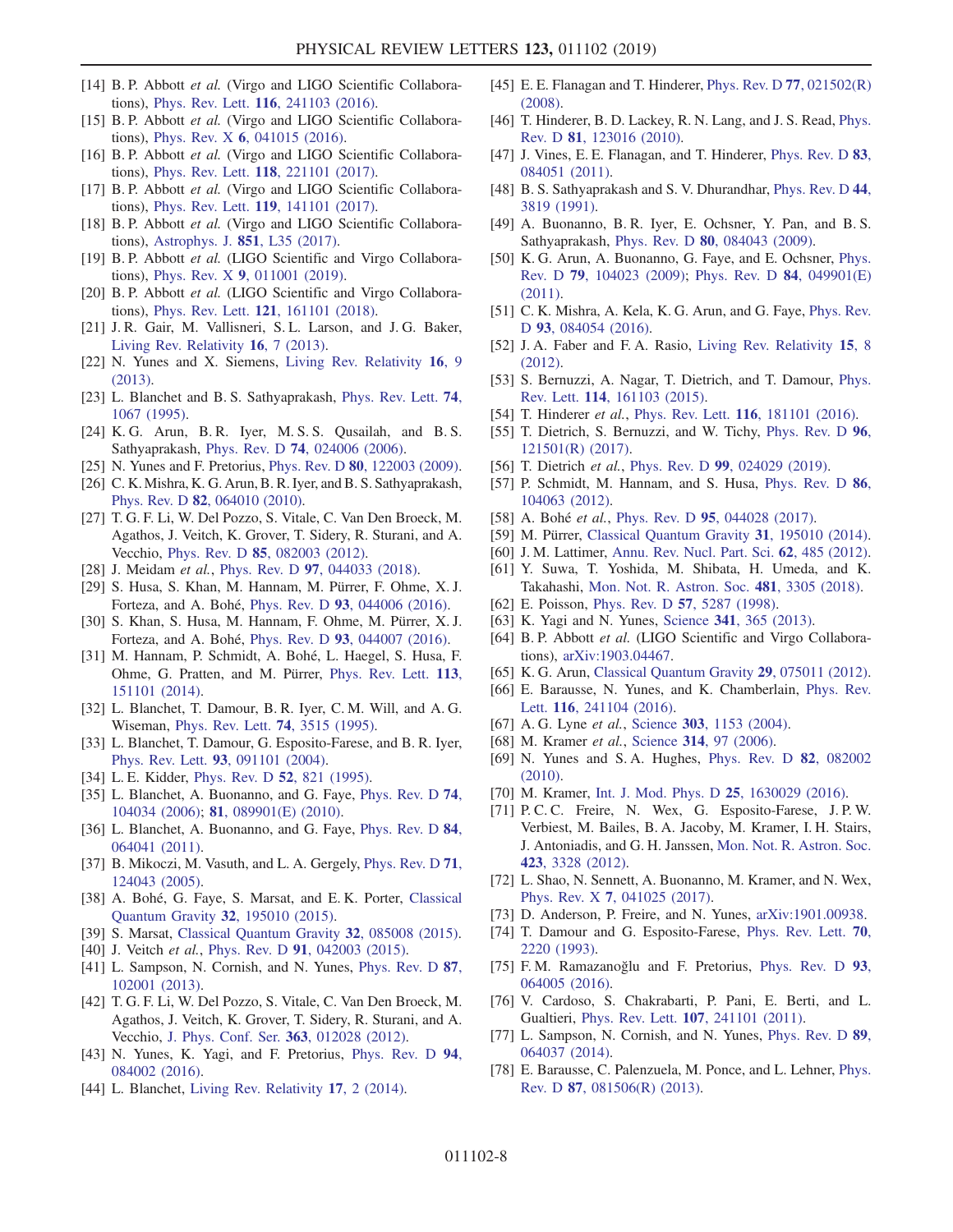[14] B. P. Abbott *et al.* (Virgo and LIGO Scientific Collaborations), Phys. Rev. Lett. **116**, 241103 (2016).

[15] B. P. Abbott *et al.* (Virgo and LIGO Scientific Collaborations), Phys. Rev. X **6**, 041015 (2016).

[16] B. P. Abbott *et al.* (Virgo and LIGO Scientific Collaborations), Phys. Rev. Lett. **118**, 221101 (2017).

[17] B. P. Abbott *et al.* (Virgo and LIGO Scientific Collaborations), Phys. Rev. Lett. **119**, 141101 (2017).

[18] B. P. Abbott *et al.* (Virgo and LIGO Scientific Collaborations), Astrophys. J. **851**, L35 (2017).

[19] B. P. Abbott *et al.* (LIGO Scientific and Virgo Collaborations), Phys. Rev. X **9**, 011001 (2019).

[20] B. P. Abbott *et al.* (LIGO Scientific and Virgo Collaborations), Phys. Rev. Lett. **121**, 161101 (2018).

[21] J. R. Gair, M. Vallisneri, S. L. Larson, and J. G. Baker, Living Rev. Relativity **16**, 7 (2013).

[22] N. Yunes and X. Siemens, Living Rev. Relativity **16**, 9 (2013).

[23] L. Blanchet and B. S. Sathyaprakash, Phys. Rev. Lett. **74**, 1067 (1995).

[24] K. G. Arun, B. R. Iyer, M. S. S. Qusailah, and B. S. Sathyaprakash, Phys. Rev. D **74**, 024006 (2006).

[25] N. Yunes and F. Pretorius, Phys. Rev. D **80**, 122003 (2009).

[26] C. K. Mishra, K. G. Arun, B. R. Iyer, and B. S. Sathyaprakash, Phys. Rev. D **82**, 064010 (2010).

[27] T. G. F. Li, W. Del Pozzo, S. Vitale, C. Van Den Broeck, M. Agathos, J. Veitch, K. Grover, T. Sidery, R. Sturani, and A. Vecchio, Phys. Rev. D **85**, 082003 (2012).

[28] J. Meidam *et al.*, Phys. Rev. D **97**, 044033 (2018).

[29] S. Husa, S. Khan, M. Hannam, M. Pürrer, F. Ohme, X. J. Forteza, and A. Bohé, Phys. Rev. D **93**, 044006 (2016).

[30] S. Khan, S. Husa, M. Hannam, F. Ohme, M. Pürrer, X. J. Forteza, and A. Bohé, Phys. Rev. D **93**, 044007 (2016).

[31] M. Hannam, P. Schmidt, A. Bohé, L. Haegel, S. Husa, F. Ohme, G. Pratten, and M. Pürrer, Phys. Rev. Lett. **113**, 151101 (2014).

[32] L. Blanchet, T. Damour, B. R. Iyer, C. M. Will, and A. G. Wiseman, Phys. Rev. Lett. **74**, 3515 (1995).

[33] L. Blanchet, T. Damour, G. Esposito-Farese, and B. R. Iyer, Phys. Rev. Lett. **93**, 091101 (2004).

[34] L. E. Kidder, Phys. Rev. D **52**, 821 (1995).

[35] L. Blanchet, A. Buonanno, and G. Faye, Phys. Rev. D **74**, 104034 (2006); **81**, 089901(E) (2010).

[36] L. Blanchet, A. Buonanno, and G. Faye, Phys. Rev. D **84**, 064041 (2011).

[37] B. Mikoczi, M. Vasuth, and L. A. Gergely, Phys. Rev. D **71**, 124043 (2005).

[38] A. Bohé, G. Faye, S. Marsat, and E. K. Porter, Classical Quantum Gravity **32**, 195010 (2015).

[39] S. Marsat, Classical Quantum Gravity **32**, 085008 (2015).

[40] J. Veitch *et al.*, Phys. Rev. D **91**, 042003 (2015).

[41] L. Sampson, N. Cornish, and N. Yunes, Phys. Rev. D **87**, 102001 (2013).

[42] T. G. F. Li, W. Del Pozzo, S. Vitale, C. Van Den Broeck, M. Agathos, J. Veitch, K. Grover, T. Sidery, R. Sturani, and A. Vecchio, J. Phys. Conf. Ser. **363**, 012028 (2012).

[43] N. Yunes, K. Yagi, and F. Pretorius, Phys. Rev. D **94**, 084002 (2016).

[44] L. Blanchet, Living Rev. Relativity **17**, 2 (2014).

[45] E. E. Flanagan and T. Hinderer, Phys. Rev. D **77**, 021502(R) (2008).

[46] T. Hinderer, B. D. Lackey, R. N. Lang, and J. S. Read, Phys. Rev. D **81**, 123016 (2010).

[47] J. Vines, E. E. Flanagan, and T. Hinderer, Phys. Rev. D **83**, 084051 (2011).

[48] B. S. Sathyaprakash and S. V. Dhurandhar, Phys. Rev. D **44**, 3819 (1991).

[49] A. Buonanno, B. R. Iyer, E. Ochsner, Y. Pan, and B. S. Sathyaprakash, Phys. Rev. D **80**, 084043 (2009).

[50] K. G. Arun, A. Buonanno, G. Faye, and E. Ochsner, Phys. Rev. D **79**, 104023 (2009); Phys. Rev. D **84**, 049901(E) (2011).

[51] C. K. Mishra, A. Kela, K. G. Arun, and G. Faye, Phys. Rev. D **93**, 084054 (2016).

[52] J. A. Faber and F. A. Rasio, Living Rev. Relativity **15**, 8 (2012).

[53] S. Bernuzzi, A. Nagar, T. Dietrich, and T. Damour, Phys. Rev. Lett. **114**, 161103 (2015).

[54] T. Hinderer *et al.*, Phys. Rev. Lett. **116**, 181101 (2016).

[55] T. Dietrich, S. Bernuzzi, and W. Tichy, Phys. Rev. D **96**, 121501(R) (2017).

[56] T. Dietrich *et al.*, Phys. Rev. D **99**, 024029 (2019).

[57] P. Schmidt, M. Hannam, and S. Husa, Phys. Rev. D **86**, 104063 (2012).

[58] A. Bohé *et al.*, Phys. Rev. D **95**, 044028 (2017).

[59] M. Pürrer, Classical Quantum Gravity **31**, 195010 (2014).

[60] J. M. Lattimer, Annu. Rev. Nucl. Part. Sci. **62**, 485 (2012).

[61] Y. Suwa, T. Yoshida, M. Shibata, H. Umeda, and K. Takahashi, Mon. Not. R. Astron. Soc. **481**, 3305 (2018).

[62] E. Poisson, Phys. Rev. D **57**, 5287 (1998).

[63] K. Yagi and N. Yunes, Science **341**, 365 (2013).

[64] B. P. Abbott *et al.* (LIGO Scientific and Virgo Collaborations), arXiv:1903.04467.

[65] K. G. Arun, Classical Quantum Gravity **29**, 075011 (2012).

[66] E. Barausse, N. Yunes, and K. Chamberlain, Phys. Rev. Lett. **116**, 241104 (2016).

[67] A. G. Lyne *et al.*, Science **303**, 1153 (2004).

[68] M. Kramer *et al.*, Science **314**, 97 (2006).

[69] N. Yunes and S. A. Hughes, Phys. Rev. D **82**, 082002 (2010).

[70] M. Kramer, Int. J. Mod. Phys. D **25**, 1630029 (2016).

[71] P. C. C. Freire, N. Wex, G. Esposito-Farese, J. P. W. Verbiest, M. Bailes, B. A. Jacoby, M. Kramer, I. H. Stairs, J. Antoniadis, and G. H. Janssen, Mon. Not. R. Astron. Soc. **423**, 3328 (2012).

[72] L. Shao, N. Sennett, A. Buonanno, M. Kramer, and N. Wex, Phys. Rev. X **7**, 041025 (2017).

[73] D. Anderson, P. Freire, and N. Yunes, arXiv:1901.00938.

[74] T. Damour and G. Esposito-Farese, Phys. Rev. Lett. **70**, 2220 (1993).

[75] F. M. Ramazanoğlu and F. Pretorius, Phys. Rev. D **93**, 064005 (2016).

[76] V. Cardoso, S. Chakrabarti, P. Pani, E. Berti, and L. Gualtieri, Phys. Rev. Lett. **107**, 241101 (2011).

[77] L. Sampson, N. Cornish, and N. Yunes, Phys. Rev. D **89**, 064037 (2014).

[78] E. Barausse, C. Palenzuela, M. Ponce, and L. Lehner, Phys. Rev. D **87**, 081506(R) (2013).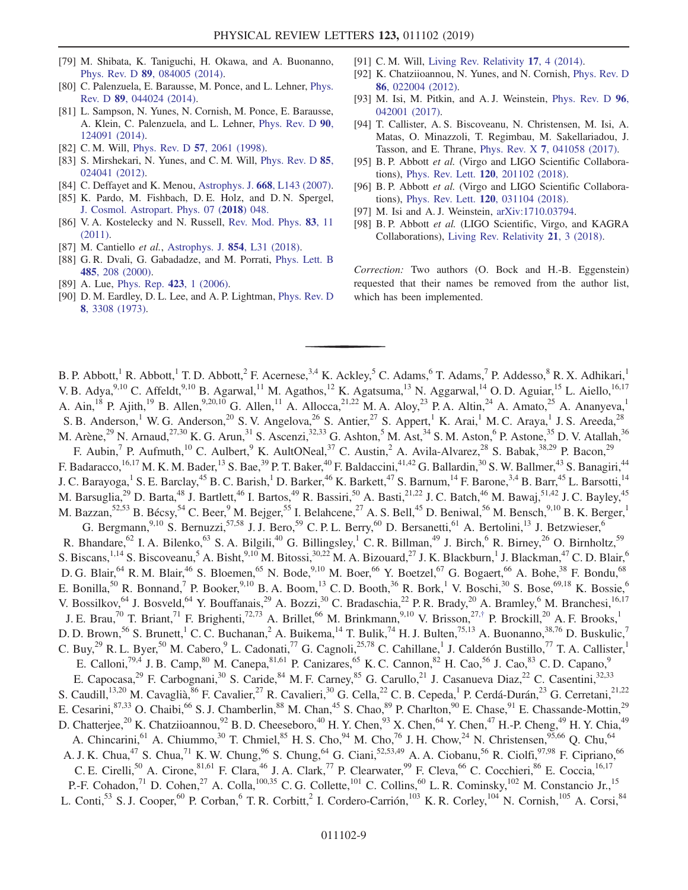[79] M. Shibata, K. Taniguchi, H. Okawa, and A. Buonanno, Phys. Rev. D **89**, 084005 (2014).

[80] C. Palenzuela, E. Barausse, M. Ponce, and L. Lehner, Phys. Rev. D **89**, 044024 (2014).

[81] L. Sampson, N. Yunes, N. Cornish, M. Ponce, E. Barausse, A. Klein, C. Palenzuela, and L. Lehner, Phys. Rev. D **90**, 124091 (2014).

[82] C. M. Will, Phys. Rev. D **57**, 2061 (1998).

[83] S. Mirshekari, N. Yunes, and C. M. Will, Phys. Rev. D **85**, 024041 (2012).

[84] C. Deffayet and K. Menou, Astrophys. J. **668**, L143 (2007).

[85] K. Pardo, M. Fishbach, D. E. Holz, and D. N. Spergel, J. Cosmol. Astropart. Phys. 07 (**2018**) 048.

[86] V. A. Kostelecky and N. Russell, Rev. Mod. Phys. **83**, 11 (2011).

[87] M. Cantiello *et al.*, Astrophys. J. **854**, L31 (2018).

[88] G. R. Dvali, G. Gabadadze, and M. Porrati, Phys. Lett. B **485**, 208 (2000).

[89] A. Lue, Phys. Rep. **423**, 1 (2006).

[90] D. M. Eardley, D. L. Lee, and A. P. Lightman, Phys. Rev. D **8**, 3308 (1973).

[91] C. M. Will, Living Rev. Relativity **17**, 4 (2014).

[92] K. Chatziioannou, N. Yunes, and N. Cornish, Phys. Rev. D **86**, 022004 (2012).

[93] M. Isi, M. Pitkin, and A. J. Weinstein, Phys. Rev. D **96**, 042001 (2017).

[94] T. Callister, A. S. Biscoveanu, N. Christensen, M. Isi, A. Matas, O. Minazzoli, T. Regimbau, M. Sakellariadou, J. Tasson, and E. Thrane, Phys. Rev. X **7**, 041058 (2017).

[95] B. P. Abbott *et al.* (Virgo and LIGO Scientific Collaborations), Phys. Rev. Lett. **120**, 201102 (2018).

[96] B. P. Abbott *et al.* (Virgo and LIGO Scientific Collaborations), Phys. Rev. Lett. **120**, 031104 (2018).

[97] M. Isi and A. J. Weinstein, arXiv:1710.03794.

[98] B. P. Abbott *et al.* (LIGO Scientific, Virgo, and KAGRA Collaborations), Living Rev. Relativity **21**, 3 (2018).

*Correction:* Two authors (O. Bock and H.-B. Eggenstein) requested that their names be removed from the author list, which has been implemented.

---

B. P. Abbott,[1] R. Abbott,[1] T. D. Abbott,[2] F. Acernese,[3,4] K. Ackley,[5] C. Adams,[6] T. Adams,[7] P. Addesso,[8] R. X. Adhikari,[1] V. B. Adya,[9,10] C. Affeldt,[9,10] B. Agarwal,[11] M. Agathos,[12] K. Agatsuma,[13] N. Aggarwal,[14] O. D. Aguiar,[15] L. Aiello,[16,17] A. Ain,[18] P. Ajith,[19] B. Allen,[9,20,10] G. Allen,[11] A. Allocca,[21,22] M. A. Aloy,[23] P. A. Altin,[24] A. Amato,[25] A. Ananyeva,[1] S. B. Anderson,[1] W. G. Anderson,[20] S. V. Angelova,[26] S. Antier,[27] S. Appert,[1] K. Arai,[1] M. C. Araya,[1] J. S. Areeda,[28] M. Arène,[29] N. Arnaud,[27,30] K. G. Arun,[31] S. Ascenzi,[32,33] G. Ashton,[5] M. Ast,[34] S. M. Aston,[6] P. Astone,[35] D. V. Atallah,[36] F. Aubin,[7] P. Aufmuth,[10] C. Aulbert,[9] K. AultONeal,[37] C. Austin,[2] A. Avila-Alvarez,[28] S. Babak,[38,29] P. Bacon,[29] F. Badaracco,[16,17] M. K. M. Bader,[13] S. Bae,[39] P. T. Baker,[40] F. Baldaccini,[41,42] G. Ballardin,[30] S. W. Ballmer,[43] S. Banagiri,[44] J. C. Barayoga,[1] S. E. Barclay,[45] B. C. Barish,[1] D. Barker,[46] K. Barkett,[47] S. Barnum,[14] F. Barone,[3,4] B. Barr,[45] L. Barsotti,[14] M. Barsuglia,[29] D. Barta,[48] J. Bartlett,[46] I. Bartos,[49] R. Bassiri,[50] A. Basti,[21,22] J. C. Batch,[46] M. Bawaj,[51,42] J. C. Bayley,[45] M. Bazzan,[52,53] B. Bécsy,[54] C. Beer,[9] M. Bejger,[55] I. Belahcene,[27] A. S. Bell,[45] D. Beniwal,[56] M. Bensch,[9,10] B. K. Berger,[1] G. Bergmann,[9,10] S. Bernuzzi,[57,58] J. J. Bero,[59] C. P. L. Berry,[60] D. Bersanetti,[61] A. Bertolini,[13] J. Betzwieser,[6] R. Bhandare,[62] I. A. Bilenko,[63] S. A. Bilgili,[40] G. Billingsley,[1] C. R. Billman,[49] J. Birch,[6] R. Birney,[26] O. Birnholtz,[59] S. Biscans,[1,14] S. Biscoveanu,[5] A. Bisht,[9,10] M. Bitossi,[30,22] M. A. Bizouard,[27] J. K. Blackburn,[1] J. Blackman,[47] C. D. Blair,[6] D. G. Blair,[64] R. M. Blair,[46] S. Bloemen,[65] N. Bode,[9,10] M. Boer,[66] Y. Boetzel,[67] G. Bogaert,[66] A. Bohe,[38] F. Bondu,[68] E. Bonilla,[50] R. Bonnand,[7] P. Booker,[9,10] B. A. Boom,[13] C. D. Booth,[36] R. Bork,[1] V. Boschi,[30] S. Bose,[69,18] K. Bossie,[6] V. Bossilkov,[64] J. Bosveld,[64] Y. Bouffanais,[29] A. Bozzi,[30] C. Bradaschia,[22] P. R. Brady,[20] A. Bramley,[6] M. Branchesi,[16,17] J. E. Brau,[70] T. Briant,[71] F. Brighenti,[72,73] A. Brillet,[66] M. Brinkmann,[9,10] V. Brisson,[27,†] P. Brockill,[20] A. F. Brooks,[1] D. D. Brown,[56] S. Brunett,[1] C. C. Buchanan,[2] A. Buikema,[14] T. Bulik,[74] H. J. Bulten,[75,13] A. Buonanno,[38,76] D. Buskulic,[7] C. Buy,[29] R. L. Byer,[50] M. Cabero,[9] L. Cadonati,[77] G. Cagnoli,[25,78] C. Cahillane,[1] J. Calderón Bustillo,[77] T. A. Callister,[1] E. Calloni,[79,4] J. B. Camp,[80] M. Canepa,[81,61] P. Canizares,[65] K. C. Cannon,[82] H. Cao,[56] J. Cao,[83] C. D. Capano,[9] E. Capocasa,[29] F. Carbognani,[30] S. Caride,[84] M. F. Carney,[85] G. Carullo,[21] J. Casanueva Diaz,[22] C. Casentini,[32,33] S. Caudill,[13,20] M. Cavaglià,[86] F. Cavalier,[27] R. Cavalieri,[30] G. Cella,[22] C. B. Cepeda,[1] P. Cerdá-Durán,[23] G. Cerretani,[21,22] E. Cesarini,[87,33] O. Chaibi,[66] S. J. Chamberlin,[88] M. Chan,[45] S. Chao,[89] P. Charlton,[90] E. Chase,[91] E. Chassande-Mottin,[29] D. Chatterjee,[20] K. Chatziioannou,[92] B. D. Cheeseboro,[40] H. Y. Chen,[93] X. Chen,[64] Y. Chen,[47] H.-P. Cheng,[49] H. Y. Chia,[49] A. Chincarini,[61] A. Chiummo,[30] T. Chmiel,[85] H. S. Cho,[94] M. Cho,[76] J. H. Chow,[24] N. Christensen,[95,66] Q. Chu,[64] A. J. K. Chua,[47] S. Chua,[71] K. W. Chung,[96] S. Chung,[64] G. Ciani,[52,53,49] A. A. Ciobanu,[56] R. Ciolfi,[97,98] F. Cipriano,[66] C. E. Cirelli,[50] A. Cirone,[81,61] F. Clara,[46] J. A. Clark,[77] P. Clearwater,[99] F. Cleva,[66] C. Cocchieri,[86] E. Coccia,[16,17] P.-F. Cohadon,[71] D. Cohen,[27] A. Colla,[100,35] C. G. Collette,[101] C. Collins,[60] L. R. Cominsky,[102] M. Constancio Jr.,[15] L. Conti,[53] S. J. Cooper,[60] P. Corban,[6] T. R. Corbitt,[2] I. Cordero-Carrión,[103] K. R. Corley,[104] N. Cornish,[105] A. Corsi,[84]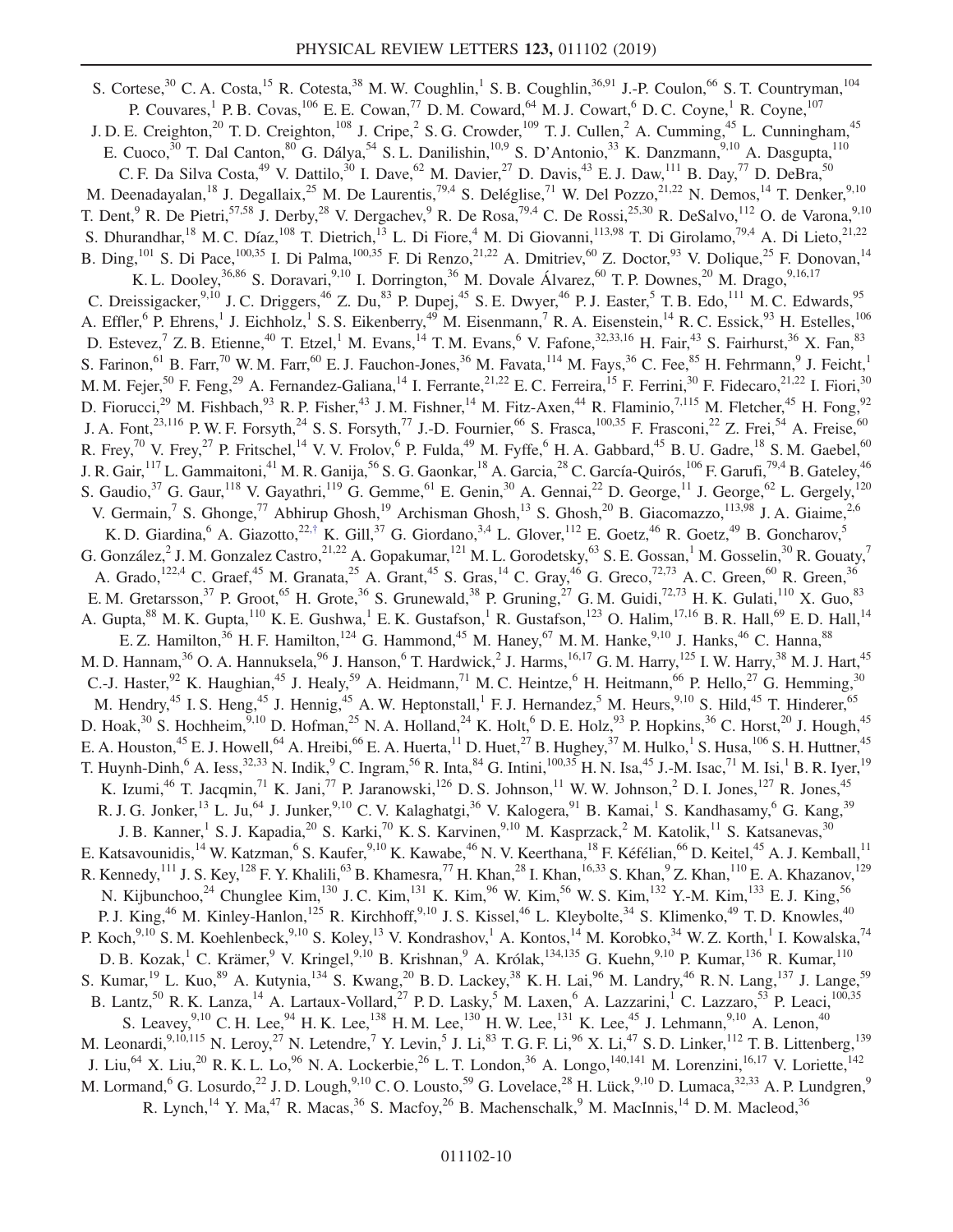S. Cortese,[30] C. A. Costa,[15] R. Cotesta,[38] M. W. Coughlin,[1] S. B. Coughlin,[36,91] J.-P. Coulon,[66] S. T. Countryman,[104] P. Couvares,[1] P. B. Covas,[106] E. E. Cowan,[77] D. M. Coward,[64] M. J. Cowart,[6] D. C. Coyne,[1] R. Coyne,[107] J. D. E. Creighton,[20] T. D. Creighton,[108] J. Cripe,[2] S. G. Crowder,[109] T. J. Cullen,[2] A. Cumming,[45] L. Cunningham,[45] E. Cuoco,[30] T. Dal Canton,[80] G. Dálya,[54] S. L. Danilishin,[10,9] S. D'Antonio,[33] K. Danzmann,[9,10] A. Dasgupta,[110] C. F. Da Silva Costa,[49] V. Dattilo,[30] I. Dave,[62] M. Davier,[27] D. Davis,[43] E. J. Daw,[111] B. Day,[77] D. DeBra,[50] M. Deenadayalan,[18] J. Degallaix,[25] M. De Laurentis,[79,4] S. Deléglise,[71] W. Del Pozzo,[21,22] N. Demos,[14] T. Denker,[9,10] T. Dent,[9] R. De Pietri,[57,58] J. Derby,[28] V. Dergachev,[9] R. De Rosa,[79,4] C. De Rossi,[25,30] R. DeSalvo,[112] O. de Varona,[9,10] S. Dhurandhar,[18] M. C. Díaz,[108] T. Dietrich,[13] L. Di Fiore,[4] M. Di Giovanni,[113,98] T. Di Girolamo,[79,4] A. Di Lieto,[21,22] B. Ding,[101] S. Di Pace,[100,35] I. Di Palma,[100,35] F. Di Renzo,[21,22] A. Dmitriev,[60] Z. Doctor,[93] V. Dolique,[25] F. Donovan,[14] K. L. Dooley,[36,86] S. Doravari,[9,10] I. Dorrington,[36] M. Dovale Álvarez,[60] T. P. Downes,[20] M. Drago,[9,16,17] C. Dreissigacker,[9,10] J. C. Driggers,[46] Z. Du,[83] P. Dupej,[45] S. E. Dwyer,[46] P. J. Easter,[5] T. B. Edo,[111] M. C. Edwards,[95] A. Effler,[6] P. Ehrens,[1] J. Eichholz,[1] S. S. Eikenberry,[49] M. Eisenmann,[7] R. A. Eisenstein,[14] R. C. Essick,[93] H. Estelles,[106] D. Estevez,[7] Z. B. Etienne,[40] T. Etzel,[1] M. Evans,[14] T. M. Evans,[6] V. Fafone,[32,33,16] H. Fair,[43] S. Fairhurst,[36] X. Fan,[83] S. Farinon,[61] B. Farr,[70] W. M. Farr,[60] E. J. Fauchon-Jones,[36] M. Favata,[114] M. Fays,[36] C. Fee,[85] H. Fehrmann,[9] J. Feicht,[1] M. M. Fejer,[50] F. Feng,[29] A. Fernandez-Galiana,[14] I. Ferrante,[21,22] E. C. Ferreira,[15] F. Ferrini,[30] F. Fidecaro,[21,22] I. Fiori,[30] D. Fiorucci,[29] M. Fishbach,[93] R. P. Fisher,[43] J. M. Fishner,[14] M. Fitz-Axen,[44] R. Flaminio,[7,115] M. Fletcher,[45] H. Fong,[92] J. A. Font,[23,116] P. W. F. Forsyth,[24] S. S. Forsyth,[77] J.-D. Fournier,[66] S. Frasca,[100,35] F. Frasconi,[22] Z. Frei,[54] A. Freise,[60] R. Frey,[70] V. Frey,[27] P. Fritschel,[14] V. V. Frolov,[6] P. Fulda,[49] M. Fyffe,[6] H. A. Gabbard,[45] B. U. Gadre,[18] S. M. Gaebel,[60] J. R. Gair,[117] L. Gammaitoni,[41] M. R. Ganija,[56] S. G. Gaonkar,[18] A. Garcia,[28] C. García-Quirós,[106] F. Garufi,[79,4] B. Gateley,[46] S. Gaudio,[37] G. Gaur,[118] V. Gayathri,[119] G. Gemme,[61] E. Genin,[30] A. Gennai,[22] D. George,[11] J. George,[62] L. Gergely,[120] V. Germain,[7] S. Ghonge,[77] Abhirup Ghosh,[19] Archisman Ghosh,[13] S. Ghosh,[20] B. Giacomazzo,[113,98] J. A. Giaime,[2,6] K. D. Giardina,[6] A. Giazotto,[22,†] K. Gill,[37] G. Giordano,[3,4] L. Glover,[112] E. Goetz,[46] R. Goetz,[49] B. Goncharov,[5] G. González,[2] J. M. Gonzalez Castro,[21,22] A. Gopakumar,[121] M. L. Gorodetsky,[63] S. E. Gossan,[1] M. Gosselin,[30] R. Gouaty,[7] A. Grado,[122,4] C. Graef,[45] M. Granata,[25] A. Grant,[45] S. Gras,[14] C. Gray,[46] G. Greco,[72,73] A. C. Green,[60] R. Green,[36] E. M. Gretarsson,[37] P. Groot,[65] H. Grote,[36] S. Grunewald,[38] P. Gruning,[27] G. M. Guidi,[72,73] H. K. Gulati,[110] X. Guo,[83] A. Gupta,[88] M. K. Gupta,[110] K. E. Gushwa,[1] E. K. Gustafson,[1] R. Gustafson,[123] O. Halim,[17,16] B. R. Hall,[69] E. D. Hall,[14] E. Z. Hamilton,[36] H. F. Hamilton,[124] G. Hammond,[45] M. Haney,[67] M. M. Hanke,[9,10] J. Hanks,[46] C. Hanna,[88] M. D. Hannam,[36] O. A. Hannuksela,[96] J. Hanson,[6] T. Hardwick,[2] J. Harms,[16,17] G. M. Harry,[125] I. W. Harry,[38] M. J. Hart,[45] C.-J. Haster,[92] K. Haughian,[45] J. Healy,[59] A. Heidmann,[71] M. C. Heintze,[6] H. Heitmann,[66] P. Hello,[27] G. Hemming,[30] M. Hendry,[45] I. S. Heng,[45] J. Hennig,[45] A. W. Heptonstall,[1] F. J. Hernandez,[5] M. Heurs,[9,10] S. Hild,[45] T. Hinderer,[65] D. Hoak,[30] S. Hochheim,[9,10] D. Hofman,[25] N. A. Holland,[24] K. Holt,[6] D. E. Holz,[93] P. Hopkins,[36] C. Horst,[20] J. Hough,[45] E. A. Houston,[45] E. J. Howell,[64] A. Hreibi,[66] E. A. Huerta,[11] D. Huet,[27] B. Hughey,[37] M. Hulko,[1] S. Husa,[106] S. H. Huttner,[45] T. Huynh-Dinh,[6] A. Iess,[32,33] N. Indik,[9] C. Ingram,[56] R. Inta,[84] G. Intini,[100,35] H. N. Isa,[45] J.-M. Isac,[71] M. Isi,[1] B. R. Iyer,[19] K. Izumi,[46] T. Jacqmin,[71] P. Jaranowski,[126] D. S. Johnson,[11] W. W. Johnson,[2] D. I. Jones,[127] R. Jones,[45] R. J. G. Jonker,[13] L. Ju,[64] J. Junker,[9,10] C. V. Kalaghatgi,[36] V. Kalogera,[91] B. Kamai,[1] S. Kandhasamy,[6] G. Kang,[39] J. B. Kanner,[1] S. J. Kapadia,[20] S. Karki,[70] K. S. Karvinen,[9,10] M. Kasprzack,[2] M. Katolik,[11] S. Katsanevas,[30] E. Katsavounidis,[14] W. Katzman,[6] S. Kaufer,[9,10] K. Kawabe,[46] N. V. Keerthana,[18] F. Kéfélian,[66] D. Keitel,[45] A. J. Kemball,[11] R. Kennedy,[111] J. S. Key,[128] F. Y. Khalili,[63] B. Khamesra,[77] H. Khan,[28] I. Khan,[16,33] S. Khan,[9] Z. Khan,[110] E. A. Khazanov,[129] N. Kijbunchoo,[24] Chunglee Kim,[130] J. C. Kim,[131] K. Kim,[96] W. Kim,[56] W. S. Kim,[132] Y.-M. Kim,[133] E. J. King,[56] P. J. King,[46] M. Kinley-Hanlon,[125] R. Kirchhoff,[9,10] J. S. Kissel,[46] L. Kleybolte,[34] S. Klimenko,[49] T. D. Knowles,[40] P. Koch,[9,10] S. M. Koehlenbeck,[9,10] S. Koley,[13] V. Kondrashov,[1] A. Kontos,[14] M. Korobko,[34] W. Z. Korth,[1] I. Kowalska,[74] D. B. Kozak,[1] C. Krämer,[9] V. Kringel,[9,10] B. Krishnan,[9] A. Królak,[134,135] G. Kuehn,[9,10] P. Kumar,[136] R. Kumar,[110] S. Kumar,[19] L. Kuo,[89] A. Kutynia,[134] S. Kwang,[20] B. D. Lackey,[38] K. H. Lai,[96] M. Landry,[46] R. N. Lang,[137] J. Lange,[59] B. Lantz,[50] R. K. Lanza,[14] A. Lartaux-Vollard,[27] P. D. Lasky,[5] M. Laxen,[6] A. Lazzarini,[1] C. Lazzaro,[53] P. Leaci,[100,35] S. Leavey,[9,10] C. H. Lee,[94] H. K. Lee,[138] H. M. Lee,[130] H. W. Lee,[131] K. Lee,[45] J. Lehmann,[9,10] A. Lenon,[40] M. Leonardi,[9,10,115] N. Leroy,[27] N. Letendre,[7] Y. Levin,[5] J. Li,[83] T. G. F. Li,[96] X. Li,[47] S. D. Linker,[112] T. B. Littenberg,[139] J. Liu,[64] X. Liu,[20] R. K. L. Lo,[96] N. A. Lockerbie,[26] L. T. London,[36] A. Longo,[140,141] M. Lorenzini,[16,17] V. Loriette,[142] M. Lormand,[6] G. Losurdo,[22] J. D. Lough,[9,10] C. O. Lousto,[59] G. Lovelace,[28] H. Lück,[9,10] D. Lumaca,[32,33] A. P. Lundgren,[9] R. Lynch,[14] Y. Ma,[47] R. Macas,[36] S. Macfoy,[26] B. Machenschalk,[9] M. MacInnis,[14] D. M. Macleod,[36]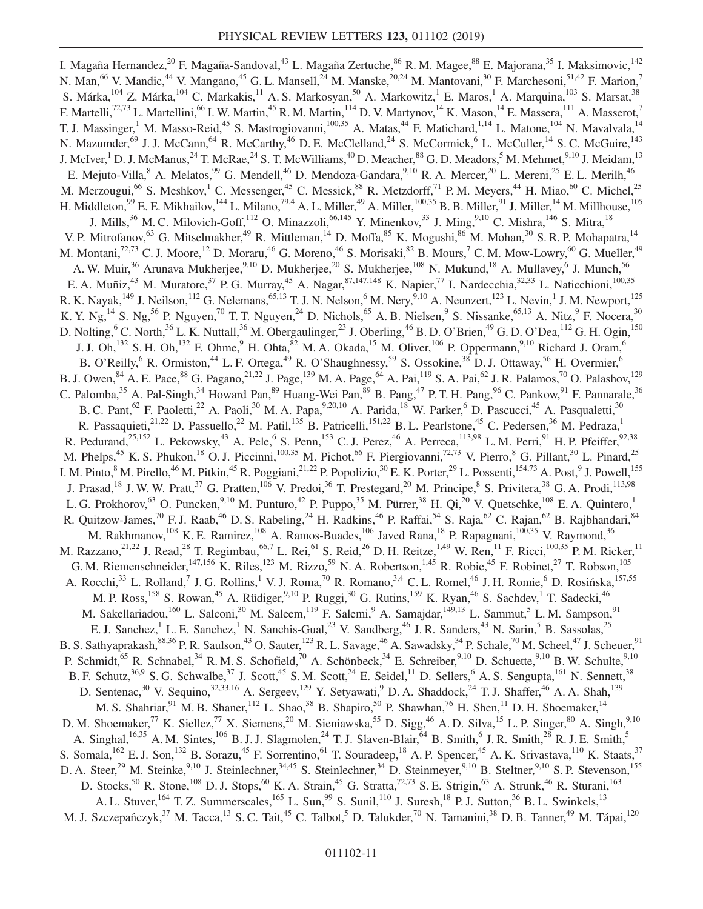I. Magaña Hernandez,[20] F. Magaña-Sandoval,[43] L. Magaña Zertuche,[86] R. M. Magee,[88] E. Majorana,[35] I. Maksimovic,[142] N. Man,[66] V. Mandic,[44] V. Mangano,[45] G. L. Mansell,[24] M. Manske,[20,24] M. Mantovani,[30] F. Marchesoni,[51,42] F. Marion,[7] S. Márka,[104] Z. Márka,[104] C. Markakis,[11] A. S. Markosyan,[50] A. Markowitz,[1] E. Maros,[1] A. Marquina,[103] S. Marsat,[38] F. Martelli,[72,73] L. Martellini,[66] I. W. Martin,[45] R. M. Martin,[114] D. V. Martynov,[14] K. Mason,[14] E. Massera,[111] A. Masserot,[7] T. J. Massinger,[1] M. Masso-Reid,[45] S. Mastrogiovanni,[100,35] A. Matas,[44] F. Matichard,[1,14] L. Matone,[104] N. Mavalvala,[14] N. Mazumder,[69] J. J. McCann,[64] R. McCarthy,[46] D. E. McClelland,[24] S. McCormick,[6] L. McCuller,[14] S. C. McGuire,[143] J. McIver,[1] D. J. McManus,[24] T. McRae,[24] S. T. McWilliams,[40] D. Meacher,[88] G. D. Meadors,[5] M. Mehmet,[9,10] J. Meidam,[13] E. Mejuto-Villa,[8] A. Melatos,[99] G. Mendell,[46] D. Mendoza-Gandara,[9,10] R. A. Mercer,[20] L. Mereni,[25] E. L. Merilh,[46] M. Merzougui,[66] S. Meshkov,[1] C. Messenger,[45] C. Messick,[88] R. Metzdorff,[71] P. M. Meyers,[44] H. Miao,[60] C. Michel,[25] H. Middleton,[99] E. E. Mikhailov,[144] L. Milano,[79,4] A. L. Miller,[49] A. Miller,[100,35] B. B. Miller,[91] J. Miller,[14] M. Millhouse,[105] J. Mills,[36] M. C. Milovich-Goff,[112] O. Minazzoli,[66,145] Y. Minenkov,[33] J. Ming,[9,10] C. Mishra,[146] S. Mitra,[18] V. P. Mitrofanov,[63] G. Mitselmakher,[49] R. Mittleman,[14] D. Moffa,[85] K. Mogushi,[86] M. Mohan,[30] S. R. P. Mohapatra,[14] M. Montani,[72,73] C. J. Moore,[12] D. Moraru,[46] G. Moreno,[46] S. Morisaki,[82] B. Mours,[7] C. M. Mow-Lowry,[60] G. Mueller,[49] A. W. Muir,[36] Arunava Mukherjee,[9,10] D. Mukherjee,[20] S. Mukherjee,[108] N. Mukund,[18] A. Mullavey,[6] J. Munch,[56] E. A. Muñiz,[43] M. Muratore,[37] P. G. Murray,[45] A. Nagar,[87,147,148] K. Napier,[77] I. Nardecchia,[32,33] L. Naticchioni,[100,35] R. K. Nayak,[149] J. Neilson,[112] G. Nelemans,[65,13] T. J. N. Nelson,[6] M. Nery,[9,10] A. Neunzert,[123] L. Nevin,[1] J. M. Newport,[125] K. Y. Ng,[14] S. Ng,[56] P. Nguyen,[70] T. T. Nguyen,[24] D. Nichols,[65] A. B. Nielsen,[9] S. Nissanke,[65,13] A. Nitz,[9] F. Nocera,[30] D. Nolting,[6] C. North,[36] L. K. Nuttall,[36] M. Obergaulinger,[23] J. Oberling,[46] B. D. O'Brien,[49] G. D. O'Dea,[112] G. H. Ogin,[150] J. J. Oh,[132] S. H. Oh,[132] F. Ohme,[9] H. Ohta,[82] M. A. Okada,[15] M. Oliver,[106] P. Oppermann,[9,10] Richard J. Oram,[6] B. O'Reilly,[6] R. Ormiston,[44] L. F. Ortega,[49] R. O'Shaughnessy,[59] S. Ossokine,[38] D. J. Ottaway,[56] H. Overmier,[6] B. J. Owen,[84] A. E. Pace,[88] G. Pagano,[21,22] J. Page,[139] M. A. Page,[64] A. Pai,[119] S. A. Pai,[62] J. R. Palamos,[70] O. Palashov,[129] C. Palomba,[35] A. Pal-Singh,[34] Howard Pan,[89] Huang-Wei Pan,[89] B. Pang,[47] P. T. H. Pang,[96] C. Pankow,[91] F. Pannarale,[36] B. C. Pant,[62] F. Paoletti,[22] A. Paoli,[30] M. A. Papa,[9,20,10] A. Parida,[18] W. Parker,[6] D. Pascucci,[45] A. Pasqualetti,[30] R. Passaquieti,[21,22] D. Passuello,[22] M. Patil,[135] B. Patricelli,[151,22] B. L. Pearlstone,[45] C. Pedersen,[36] M. Pedraza,[1] R. Pedurand,[25,152] L. Pekowsky,[43] A. Pele,[6] S. Penn,[153] C. J. Perez,[46] A. Perreca,[113,98] L. M. Perri,[91] H. P. Pfeiffer,[92,38] M. Phelps,[45] K. S. Phukon,[18] O. J. Piccinni,[100,35] M. Pichot,[66] F. Piergiovanni,[72,73] V. Pierro,[8] G. Pillant,[30] L. Pinard,[25] I. M. Pinto,[8] M. Pirello,[46] M. Pitkin,[45] R. Poggiani,[21,22] P. Popolizio,[30] E. K. Porter,[29] L. Possenti,[154,73] A. Post,[9] J. Powell,[155] J. Prasad,[18] J. W. W. Pratt,[37] G. Pratten,[106] V. Predoi,[36] T. Prestegard,[20] M. Principe,[8] S. Privitera,[38] G. A. Prodi,[113,98] L. G. Prokhorov,[63] O. Puncken,[9,10] M. Punturo,[42] P. Puppo,[35] M. Pürrer,[38] H. Qi,[20] V. Quetschke,[108] E. A. Quintero,[1] R. Quitzow-James,[70] F. J. Raab,[46] D. S. Rabeling,[24] H. Radkins,[46] P. Raffai,[54] S. Raja,[62] C. Rajan,[62] B. Rajbhandari,[84] M. Rakhmanov,[108] K. E. Ramirez,[108] A. Ramos-Buades,[106] Javed Rana,[18] P. Rapagnani,[100,35] V. Raymond,[36] M. Razzano,[21,22] J. Read,[28] T. Regimbau,[66,7] L. Rei,[61] S. Reid,[26] D. H. Reitze,[1,49] W. Ren,[11] F. Ricci,[100,35] P. M. Ricker,[11] G. M. Riemenschneider,[147,156] K. Riles,[123] M. Rizzo,[59] N. A. Robertson,[1,45] R. Robie,[45] F. Robinet,[27] T. Robson,[105] A. Rocchi,[33] L. Rolland,[7] J. G. Rollins,[1] V. J. Roma,[70] R. Romano,[3,4] C. L. Romel,[46] J. H. Romie,[6] D. Rosińska,[157,55] M. P. Ross,[158] S. Rowan,[45] A. Rüdiger,[9,10] P. Ruggi,[30] G. Rutins,[159] K. Ryan,[46] S. Sachdev,[1] T. Sadecki,[46] M. Sakellariadou,[160] L. Salconi,[30] M. Saleem,[119] F. Salemi,[9] A. Samajdar,[149,13] L. Sammut,[5] L. M. Sampson,[91] E. J. Sanchez,[1] L. E. Sanchez,[1] N. Sanchis-Gual,[23] V. Sandberg,[46] J. R. Sanders,[43] N. Sarin,[5] B. Sassolas,[25] B. S. Sathyaprakash,[88,36] P. R. Saulson,[43] O. Sauter,[123] R. L. Savage,[46] A. Sawadsky,[34] P. Schale,[70] M. Scheel,[47] J. Scheuer,[91] P. Schmidt,[65] R. Schnabel,[34] R. M. S. Schofield,[70] A. Schönbeck,[34] E. Schreiber,[9,10] D. Schuette,[9,10] B. W. Schulte,[9,10] B. F. Schutz,[36,9] S. G. Schwalbe,[37] J. Scott,[45] S. M. Scott,[24] E. Seidel,[11] D. Sellers,[6] A. S. Sengupta,[161] N. Sennett,[38] D. Sentenac,[30] V. Sequino,[32,33,16] A. Sergeev,[129] Y. Setyawati,[9] D. A. Shaddock,[24] T. J. Shaffer,[46] A. A. Shah,[139] M. S. Shahriar,[91] M. B. Shaner,[112] L. Shao,[38] B. Shapiro,[50] P. Shawhan,[76] H. Shen,[11] D. H. Shoemaker,[14] D. M. Shoemaker,[77] K. Siellez,[77] X. Siemens,[20] M. Sieniawska,[55] D. Sigg,[46] A. D. Silva,[15] L. P. Singer,[80] A. Singh,[9,10] A. Singhal,[16,35] A. M. Sintes,[106] B. J. J. Slagmolen,[24] T. J. Slaven-Blair,[64] B. Smith,[6] J. R. Smith,[28] R. J. E. Smith,[5] S. Somala,[162] E. J. Son,[132] B. Sorazu,[45] F. Sorrentino,[61] T. Souradeep,[18] A. P. Spencer,[45] A. K. Srivastava,[110] K. Staats,[37] D. A. Steer,[29] M. Steinke,[9,10] J. Steinlechner,[34,45] S. Steinlechner,[34] D. Steinmeyer,[9,10] B. Steltner,[9,10] S. P. Stevenson,[155] D. Stocks,[50] R. Stone,[108] D. J. Stops,[60] K. A. Strain,[45] G. Stratta,[72,73] S. E. Strigin,[63] A. Strunk,[46] R. Sturani,[163] A. L. Stuver,[164] T. Z. Summerscales,[165] L. Sun,[99] S. Sunil,[110] J. Suresh,[18] P. J. Sutton,[36] B. L. Swinkels,[13] M. J. Szczepańczyk,[37] M. Tacca,[13] S. C. Tait,[45] C. Talbot,[5] D. Talukder,[70] N. Tamanini,[38] D. B. Tanner,[49] M. Tápai,[120]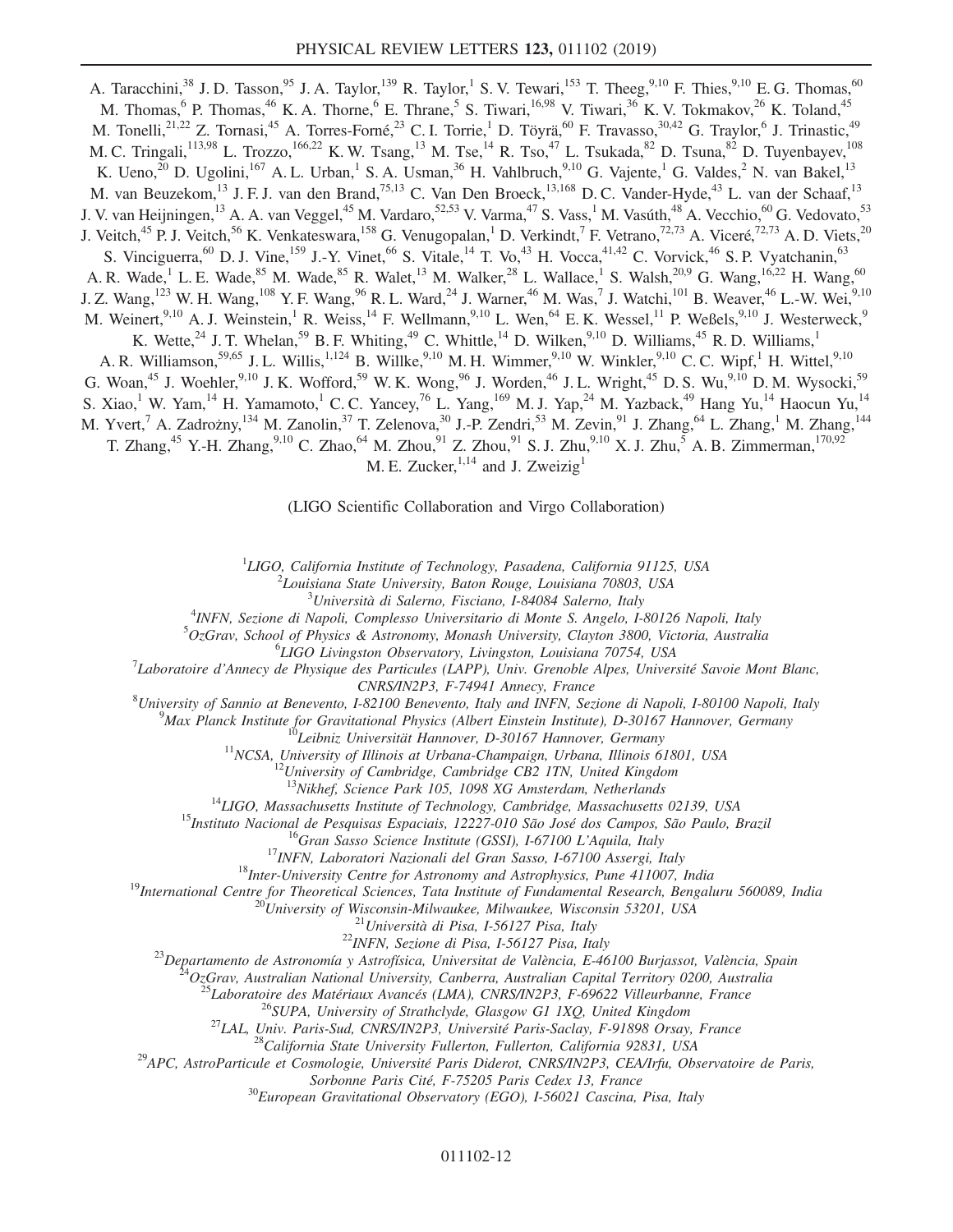A. Taracchini,[38] J. D. Tasson,[95] J. A. Taylor,[139] R. Taylor,[1] S. V. Tewari,[153] T. Theeg,[9,10] F. Thies,[9,10] E. G. Thomas,[60] M. Thomas,[6] P. Thomas,[46] K. A. Thorne,[6] E. Thrane,[5] S. Tiwari,[16,98] V. Tiwari,[36] K. V. Tokmakov,[26] K. Toland,[45] M. Tonelli,[21,22] Z. Tornasi,[45] A. Torres-Forné,[23] C. I. Torrie,[1] D. Töyrä,[60] F. Travasso,[30,42] G. Traylor,[6] J. Trinastic,[49] M. C. Tringali,[113,98] L. Trozzo,[166,22] K. W. Tsang,[13] M. Tse,[14] R. Tso,[47] L. Tsukada,[82] D. Tsuna,[82] D. Tuyenbayev,[108] K. Ueno,[20] D. Ugolini,[167] A. L. Urban,[1] S. A. Usman,[36] H. Vahlbruch,[9,10] G. Vajente,[1] G. Valdes,[2] N. van Bakel,[13] M. van Beuzekom,[13] J. F. J. van den Brand,[75,13] C. Van Den Broeck,[13,168] D. C. Vander-Hyde,[43] L. van der Schaaf,[13] J. V. van Heijningen,[13] A. A. van Veggel,[45] M. Vardaro,[52,53] V. Varma,[47] S. Vass,[1] M. Vasúth,[48] A. Vecchio,[60] G. Vedovato,[53] J. Veitch,[45] P. J. Veitch,[56] K. Venkateswara,[158] G. Venugopalan,[1] D. Verkindt,[7] F. Vetrano,[72,73] A. Viceré,[72,73] A. D. Viets,[20] S. Vinciguerra,[60] D. J. Vine,[159] J.-Y. Vinet,[66] S. Vitale,[14] T. Vo,[43] H. Vocca,[41,42] C. Vorvick,[46] S. P. Vyatchanin,[63] A. R. Wade,[1] L. E. Wade,[85] M. Wade,[85] R. Walet,[13] M. Walker,[28] L. Wallace,[1] S. Walsh,[20,9] G. Wang,[16,22] H. Wang,[60] J. Z. Wang,[123] W. H. Wang,[108] Y. F. Wang,[96] R. L. Ward,[24] J. Warner,[46] M. Was,[7] J. Watchi,[101] B. Weaver,[46] L.-W. Wei,[9,10] M. Weinert,[9,10] A. J. Weinstein,[1] R. Weiss,[14] F. Wellmann,[9,10] L. Wen,[64] E. K. Wessel,[11] P. Weßels,[9,10] J. Westerweck,[9] K. Wette,[24] J. T. Whelan,[59] B. F. Whiting,[49] C. Whittle,[14] D. Wilken,[9,10] D. Williams,[45] R. D. Williams,[1] A. R. Williamson,[59,65] J. L. Willis,[1,124] B. Willke,[9,10] M. H. Wimmer,[9,10] W. Winkler,[9,10] C. C. Wipf,[1] H. Wittel,[9,10] G. Woan,[45] J. Woehler,[9,10] J. K. Wofford,[59] W. K. Wong,[96] J. Worden,[46] J. L. Wright,[45] D. S. Wu,[9,10] D. M. Wysocki,[59] S. Xiao,[1] W. Yam,[14] H. Yamamoto,[1] C. C. Yancey,[76] L. Yang,[169] M. J. Yap,[24] M. Yazback,[49] Hang Yu,[14] Haocun Yu,[14] M. Yvert,[7] A. Zadrożny,[134] M. Zanolin,[37] T. Zelenova,[30] J.-P. Zendri,[53] M. Zevin,[91] J. Zhang,[64] L. Zhang,[1] M. Zhang,[144] T. Zhang,[45] Y.-H. Zhang,[9,10] C. Zhao,[64] M. Zhou,[91] Z. Zhou,[91] S. J. Zhu,[9,10] X. J. Zhu,[5] A. B. Zimmerman,[170,92] M. E. Zucker,[1,14] and J. Zweizig[1]

(LIGO Scientific Collaboration and Virgo Collaboration)

[1] *LIGO, California Institute of Technology, Pasadena, California 91125, USA*
[2] *Louisiana State University, Baton Rouge, Louisiana 70803, USA*
[3] *Università di Salerno, Fisciano, I-84084 Salerno, Italy*
[4] *INFN, Sezione di Napoli, Complesso Universitario di Monte S. Angelo, I-80126 Napoli, Italy*
[5] *OzGrav, School of Physics & Astronomy, Monash University, Clayton 3800, Victoria, Australia*
[6] *LIGO Livingston Observatory, Livingston, Louisiana 70754, USA*
[7] *Laboratoire d'Annecy de Physique des Particules (LAPP), Univ. Grenoble Alpes, Université Savoie Mont Blanc, CNRS/IN2P3, F-74941 Annecy, France*
[8] *University of Sannio at Benevento, I-82100 Benevento, Italy and INFN, Sezione di Napoli, I-80100 Napoli, Italy*
[9] *Max Planck Institute for Gravitational Physics (Albert Einstein Institute), D-30167 Hannover, Germany*
[10] *Leibniz Universität Hannover, D-30167 Hannover, Germany*
[11] *NCSA, University of Illinois at Urbana-Champaign, Urbana, Illinois 61801, USA*
[12] *University of Cambridge, Cambridge CB2 1TN, United Kingdom*
[13] *Nikhef, Science Park 105, 1098 XG Amsterdam, Netherlands*
[14] *LIGO, Massachusetts Institute of Technology, Cambridge, Massachusetts 02139, USA*
[15] *Instituto Nacional de Pesquisas Espaciais, 12227-010 São José dos Campos, São Paulo, Brazil*
[16] *Gran Sasso Science Institute (GSSI), I-67100 L'Aquila, Italy*
[17] *INFN, Laboratori Nazionali del Gran Sasso, I-67100 Assergi, Italy*
[18] *Inter-University Centre for Astronomy and Astrophysics, Pune 411007, India*
[19] *International Centre for Theoretical Sciences, Tata Institute of Fundamental Research, Bengaluru 560089, India*
[20] *University of Wisconsin-Milwaukee, Milwaukee, Wisconsin 53201, USA*
[21] *Università di Pisa, I-56127 Pisa, Italy*
[22] *INFN, Sezione di Pisa, I-56127 Pisa, Italy*
[23] *Departamento de Astronomía y Astrofísica, Universitat de València, E-46100 Burjassot, València, Spain*
[24] *OzGrav, Australian National University, Canberra, Australian Capital Territory 0200, Australia*
[25] *Laboratoire des Matériaux Avancés (LMA), CNRS/IN2P3, F-69622 Villeurbanne, France*
[26] *SUPA, University of Strathclyde, Glasgow G1 1XQ, United Kingdom*
[27] *LAL, Univ. Paris-Sud, CNRS/IN2P3, Université Paris-Saclay, F-91898 Orsay, France*
[28] *California State University Fullerton, Fullerton, California 92831, USA*
[29] *APC, AstroParticule et Cosmologie, Université Paris Diderot, CNRS/IN2P3, CEA/Irfu, Observatoire de Paris, Sorbonne Paris Cité, F-75205 Paris Cedex 13, France*
[30] *European Gravitational Observatory (EGO), I-56021 Cascina, Pisa, Italy*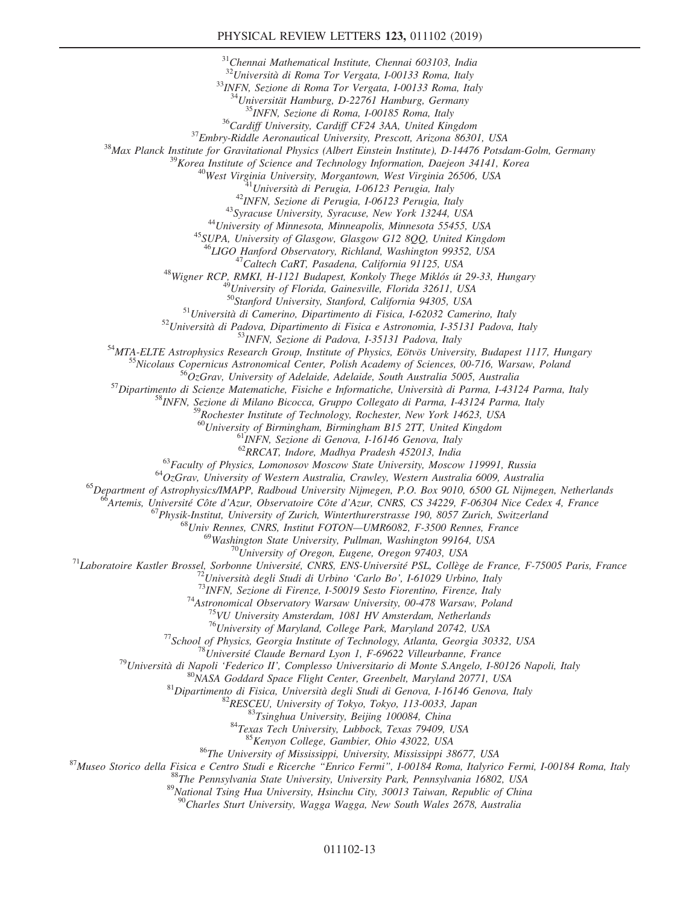[31]Chennai Mathematical Institute, Chennai 603103, India
[32]Università di Roma Tor Vergata, I-00133 Roma, Italy
[33]INFN, Sezione di Roma Tor Vergata, I-00133 Roma, Italy
[34]Universität Hamburg, D-22761 Hamburg, Germany
[35]INFN, Sezione di Roma, I-00185 Roma, Italy
[36]Cardiff University, Cardiff CF24 3AA, United Kingdom
[37]Embry-Riddle Aeronautical University, Prescott, Arizona 86301, USA
[38]Max Planck Institute for Gravitational Physics (Albert Einstein Institute), D-14476 Potsdam-Golm, Germany
[39]Korea Institute of Science and Technology Information, Daejeon 34141, Korea
[40]West Virginia University, Morgantown, West Virginia 26506, USA
[41]Università di Perugia, I-06123 Perugia, Italy
[42]INFN, Sezione di Perugia, I-06123 Perugia, Italy
[43]Syracuse University, Syracuse, New York 13244, USA
[44]University of Minnesota, Minneapolis, Minnesota 55455, USA
[45]SUPA, University of Glasgow, Glasgow G12 8QQ, United Kingdom
[46]LIGO Hanford Observatory, Richland, Washington 99352, USA
[47]Caltech CaRT, Pasadena, California 91125, USA
[48]Wigner RCP, RMKI, H-1121 Budapest, Konkoly Thege Miklós út 29-33, Hungary
[49]University of Florida, Gainesville, Florida 32611, USA
[50]Stanford University, Stanford, California 94305, USA
[51]Università di Camerino, Dipartimento di Fisica, I-62032 Camerino, Italy
[52]Università di Padova, Dipartimento di Fisica e Astronomia, I-35131 Padova, Italy
[53]INFN, Sezione di Padova, I-35131 Padova, Italy
[54]MTA-ELTE Astrophysics Research Group, Institute of Physics, Eötvös University, Budapest 1117, Hungary
[55]Nicolaus Copernicus Astronomical Center, Polish Academy of Sciences, 00-716, Warsaw, Poland
[56]OzGrav, University of Adelaide, Adelaide, South Australia 5005, Australia
[57]Dipartimento di Scienze Matematiche, Fisiche e Informatiche, Università di Parma, I-43124 Parma, Italy
[58]INFN, Sezione di Milano Bicocca, Gruppo Collegato di Parma, I-43124 Parma, Italy
[59]Rochester Institute of Technology, Rochester, New York 14623, USA
[60]University of Birmingham, Birmingham B15 2TT, United Kingdom
[61]INFN, Sezione di Genova, I-16146 Genova, Italy
[62]RRCAT, Indore, Madhya Pradesh 452013, India
[63]Faculty of Physics, Lomonosov Moscow State University, Moscow 119991, Russia
[64]OzGrav, University of Western Australia, Crawley, Western Australia 6009, Australia
[65]Department of Astrophysics/IMAPP, Radboud University Nijmegen, P.O. Box 9010, 6500 GL Nijmegen, Netherlands
[66]Artemis, Université Côte d'Azur, Observatoire Côte d'Azur, CNRS, CS 34229, F-06304 Nice Cedex 4, France
[67]Physik-Institut, University of Zurich, Winterthurerstrasse 190, 8057 Zurich, Switzerland
[68]Univ Rennes, CNRS, Institut FOTON—UMR6082, F-3500 Rennes, France
[69]Washington State University, Pullman, Washington 99164, USA
[70]University of Oregon, Eugene, Oregon 97403, USA
[71]Laboratoire Kastler Brossel, Sorbonne Université, CNRS, ENS-Université PSL, Collège de France, F-75005 Paris, France
[72]Università degli Studi di Urbino 'Carlo Bo', I-61029 Urbino, Italy
[73]INFN, Sezione di Firenze, I-50019 Sesto Fiorentino, Firenze, Italy
[74]Astronomical Observatory Warsaw University, 00-478 Warsaw, Poland
[75]VU University Amsterdam, 1081 HV Amsterdam, Netherlands
[76]University of Maryland, College Park, Maryland 20742, USA
[77]School of Physics, Georgia Institute of Technology, Atlanta, Georgia 30332, USA
[78]Université Claude Bernard Lyon 1, F-69622 Villeurbanne, France
[79]Università di Napoli 'Federico II', Complesso Universitario di Monte S.Angelo, I-80126 Napoli, Italy
[80]NASA Goddard Space Flight Center, Greenbelt, Maryland 20771, USA
[81]Dipartimento di Fisica, Università degli Studi di Genova, I-16146 Genova, Italy
[82]RESCEU, University of Tokyo, Tokyo, 113-0033, Japan
[83]Tsinghua University, Beijing 100084, China
[84]Texas Tech University, Lubbock, Texas 79409, USA
[85]Kenyon College, Gambier, Ohio 43022, USA
[86]The University of Mississippi, University, Mississippi 38677, USA
[87]Museo Storico della Fisica e Centro Studi e Ricerche "Enrico Fermi", I-00184 Roma, Italyrico Fermi, I-00184 Roma, Italy
[88]The Pennsylvania State University, University Park, Pennsylvania 16802, USA
[89]National Tsing Hua University, Hsinchu City, 30013 Taiwan, Republic of China
[90]Charles Sturt University, Wagga Wagga, New South Wales 2678, Australia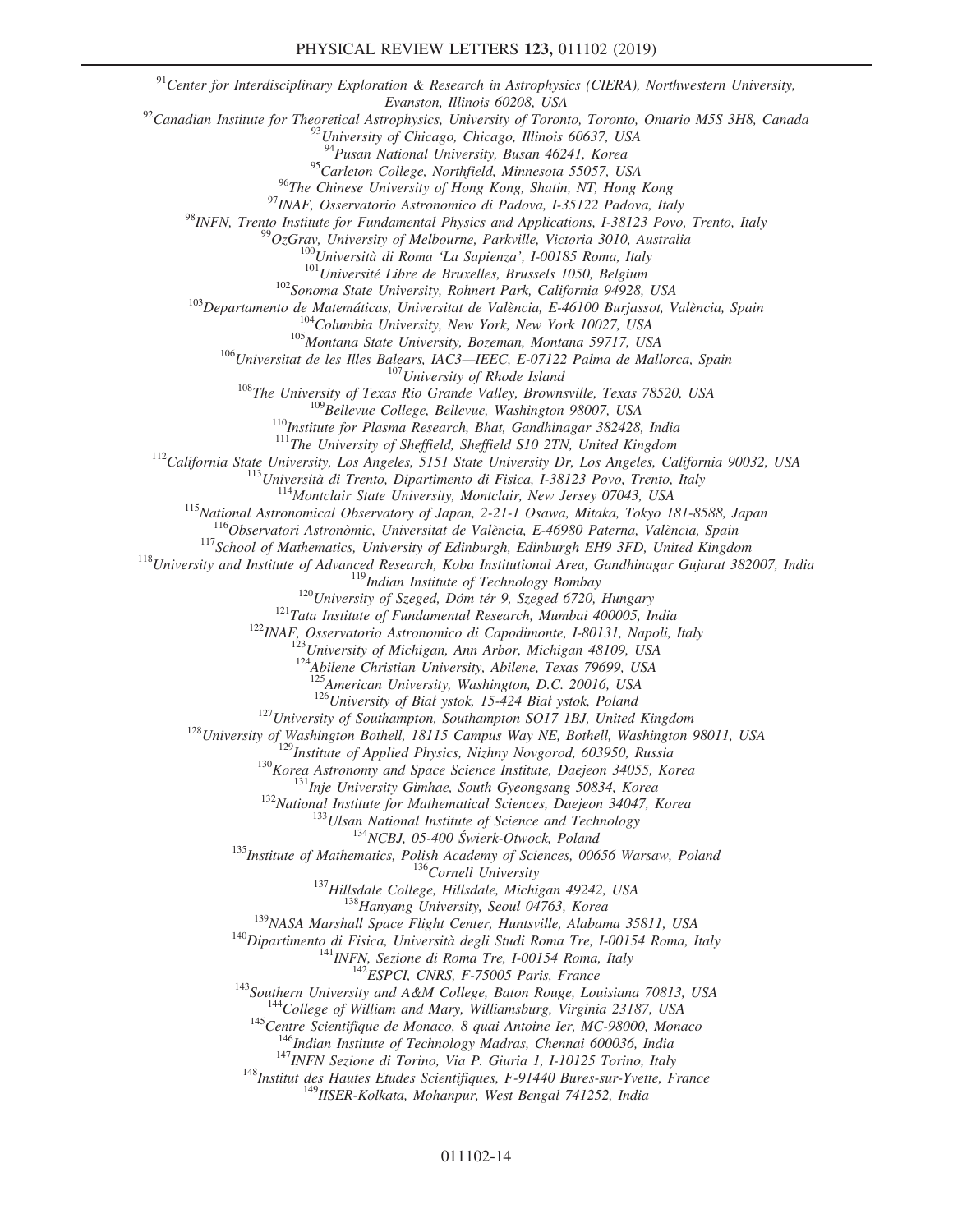[91]Center for Interdisciplinary Exploration & Research in Astrophysics (CIERA), Northwestern University, Evanston, Illinois 60208, USA

[92]Canadian Institute for Theoretical Astrophysics, University of Toronto, Toronto, Ontario M5S 3H8, Canada

[93]University of Chicago, Chicago, Illinois 60637, USA

[94]Pusan National University, Busan 46241, Korea

[95]Carleton College, Northfield, Minnesota 55057, USA

[96]The Chinese University of Hong Kong, Shatin, NT, Hong Kong

[97]INAF, Osservatorio Astronomico di Padova, I-35122 Padova, Italy

[98]INFN, Trento Institute for Fundamental Physics and Applications, I-38123 Povo, Trento, Italy

[99]OzGrav, University of Melbourne, Parkville, Victoria 3010, Australia

[100]Università di Roma 'La Sapienza', I-00185 Roma, Italy

[101]Université Libre de Bruxelles, Brussels 1050, Belgium

[102]Sonoma State University, Rohnert Park, California 94928, USA

[103]Departamento de Matemáticas, Universitat de València, E-46100 Burjassot, València, Spain

[104]Columbia University, New York, New York 10027, USA

[105]Montana State University, Bozeman, Montana 59717, USA

[106]Universitat de les Illes Balears, IAC3—IEEC, E-07122 Palma de Mallorca, Spain

[107]University of Rhode Island

[108]The University of Texas Rio Grande Valley, Brownsville, Texas 78520, USA

[109]Bellevue College, Bellevue, Washington 98007, USA

[110]Institute for Plasma Research, Bhat, Gandhinagar 382428, India

[111]The University of Sheffield, Sheffield S10 2TN, United Kingdom

[112]California State University, Los Angeles, 5151 State University Dr, Los Angeles, California 90032, USA

[113]Università di Trento, Dipartimento di Fisica, I-38123 Povo, Trento, Italy

[114]Montclair State University, Montclair, New Jersey 07043, USA

[115]National Astronomical Observatory of Japan, 2-21-1 Osawa, Mitaka, Tokyo 181-8588, Japan

[116]Observatori Astronòmic, Universitat de València, E-46980 Paterna, València, Spain

[117]School of Mathematics, University of Edinburgh, Edinburgh EH9 3FD, United Kingdom

[118]University and Institute of Advanced Research, Koba Institutional Area, Gandhinagar Gujarat 382007, India

[119]Indian Institute of Technology Bombay

[120]University of Szeged, Dóm tér 9, Szeged 6720, Hungary

[121]Tata Institute of Fundamental Research, Mumbai 400005, India

[122]INAF, Osservatorio Astronomico di Capodimonte, I-80131, Napoli, Italy

[123]University of Michigan, Ann Arbor, Michigan 48109, USA

[124]Abilene Christian University, Abilene, Texas 79699, USA

[125]American University, Washington, D.C. 20016, USA

[126]University of Biał ystok, 15-424 Biał ystok, Poland

[127]University of Southampton, Southampton SO17 1BJ, United Kingdom

[128]University of Washington Bothell, 18115 Campus Way NE, Bothell, Washington 98011, USA

[129]Institute of Applied Physics, Nizhny Novgorod, 603950, Russia

[130]Korea Astronomy and Space Science Institute, Daejeon 34055, Korea

[131]Inje University Gimhae, South Gyeongsang 50834, Korea

[132]National Institute for Mathematical Sciences, Daejeon 34047, Korea

[133]Ulsan National Institute of Science and Technology

[134]NCBJ, 05-400 Świerk-Otwock, Poland

[135]Institute of Mathematics, Polish Academy of Sciences, 00656 Warsaw, Poland

[136]Cornell University

[137]Hillsdale College, Hillsdale, Michigan 49242, USA

[138]Hanyang University, Seoul 04763, Korea

[139]NASA Marshall Space Flight Center, Huntsville, Alabama 35811, USA

[140]Dipartimento di Fisica, Università degli Studi Roma Tre, I-00154 Roma, Italy

[141]INFN, Sezione di Roma Tre, I-00154 Roma, Italy

[142]ESPCI, CNRS, F-75005 Paris, France

[143]Southern University and A&M College, Baton Rouge, Louisiana 70813, USA

[144]College of William and Mary, Williamsburg, Virginia 23187, USA

[145]Centre Scientifique de Monaco, 8 quai Antoine Ier, MC-98000, Monaco

[146]Indian Institute of Technology Madras, Chennai 600036, India

[147]INFN Sezione di Torino, Via P. Giuria 1, I-10125 Torino, Italy

[148]Institut des Hautes Etudes Scientifiques, F-91440 Bures-sur-Yvette, France

[149]IISER-Kolkata, Mohanpur, West Bengal 741252, India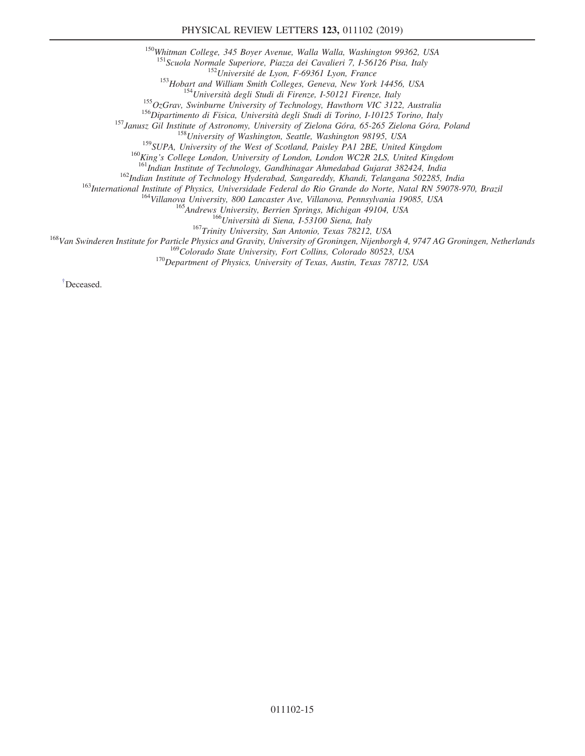[150]Whitman College, 345 Boyer Avenue, Walla Walla, Washington 99362, USA
[151]Scuola Normale Superiore, Piazza dei Cavalieri 7, I-56126 Pisa, Italy
[152]Université de Lyon, F-69361 Lyon, France
[153]Hobart and William Smith Colleges, Geneva, New York 14456, USA
[154]Università degli Studi di Firenze, I-50121 Firenze, Italy
[155]OzGrav, Swinburne University of Technology, Hawthorn VIC 3122, Australia
[156]Dipartimento di Fisica, Università degli Studi di Torino, I-10125 Torino, Italy
[157]Janusz Gil Institute of Astronomy, University of Zielona Góra, 65-265 Zielona Góra, Poland
[158]University of Washington, Seattle, Washington 98195, USA
[159]SUPA, University of the West of Scotland, Paisley PA1 2BE, United Kingdom
[160]King's College London, University of London, London WC2R 2LS, United Kingdom
[161]Indian Institute of Technology, Gandhinagar Ahmedabad Gujarat 382424, India
[162]Indian Institute of Technology Hyderabad, Sangareddy, Khandi, Telangana 502285, India
[163]International Institute of Physics, Universidade Federal do Rio Grande do Norte, Natal RN 59078-970, Brazil
[164]Villanova University, 800 Lancaster Ave, Villanova, Pennsylvania 19085, USA
[165]Andrews University, Berrien Springs, Michigan 49104, USA
[166]Università di Siena, I-53100 Siena, Italy
[167]Trinity University, San Antonio, Texas 78212, USA
[168]Van Swinderen Institute for Particle Physics and Gravity, University of Groningen, Nijenborgh 4, 9747 AG Groningen, Netherlands
[169]Colorado State University, Fort Collins, Colorado 80523, USA
[170]Department of Physics, University of Texas, Austin, Texas 78712, USA

[†]Deceased.